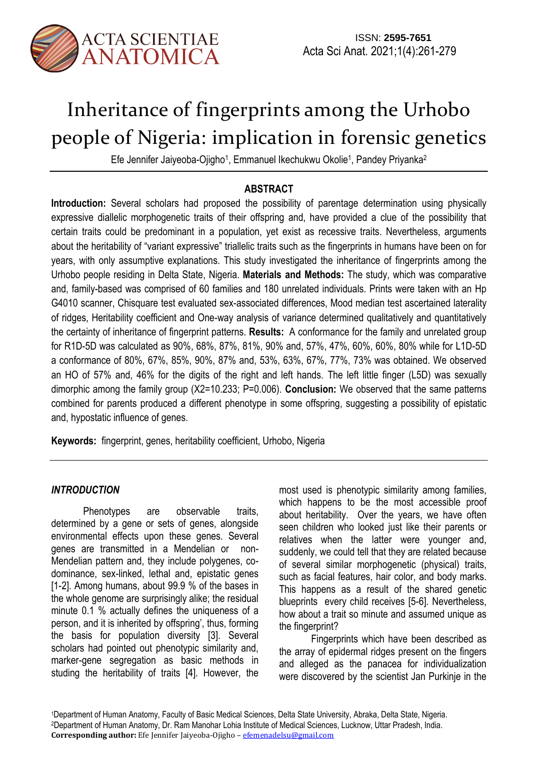# Inheritance of fingerprints among the Urhobo people of Nigeria: implication in forensic genetics

Efe Jennifer Jaiyeoba-Ojigho[1], Emmanuel Ikechukwu Okolie[1], Pandey Priyanka[2]

## ABSTRACT

**Introduction:** Several scholars had proposed the possibility of parentage determination using physically expressive diallelic morphogenetic traits of their offspring and, have provided a clue of the possibility that certain traits could be predominant in a population, yet exist as recessive traits. Nevertheless, arguments about the heritability of "variant expressive" triallelic traits such as the fingerprints in humans have been on for years, with only assumptive explanations. This study investigated the inheritance of fingerprints among the Urhobo people residing in Delta State, Nigeria. **Materials and Methods:** The study, which was comparative and, family-based was comprised of 60 families and 180 unrelated individuals. Prints were taken with an Hp G4010 scanner, Chisquare test evaluated sex-associated differences, Mood median test ascertained laterality of ridges, Heritability coefficient and One-way analysis of variance determined qualitatively and quantitatively the certainty of inheritance of fingerprint patterns. **Results:** A conformance for the family and unrelated group for R1D-5D was calculated as 90%, 68%, 87%, 81%, 90% and, 57%, 47%, 60%, 60%, 80% while for L1D-5D a conformance of 80%, 67%, 85%, 90%, 87% and, 53%, 63%, 67%, 77%, 73% was obtained. We observed an HO of 57% and, 46% for the digits of the right and left hands. The left little finger (L5D) was sexually dimorphic among the family group ($X^2$=10.233; P=0.006). **Conclusion:** We observed that the same patterns combined for parents produced a different phenotype in some offspring, suggesting a possibility of epistatic and, hypostatic influence of genes.

**Keywords:** fingerprint, genes, heritability coefficient, Urhobo, Nigeria

## *INTRODUCTION*

Phenotypes are observable traits, determined by a gene or sets of genes, alongside environmental effects upon these genes. Several genes are transmitted in a Mendelian or non-Mendelian pattern and, they include polygenes, co-dominance, sex-linked, lethal and, epistatic genes [1-2]. Among humans, about 99.9 % of the bases in the whole genome are surprisingly alike; the residual minute 0.1 % actually defines the uniqueness of a person, and it is inherited by offspring', thus, forming the basis for population diversity [3]. Several scholars had pointed out phenotypic similarity and, marker-gene segregation as basic methods in studing the heritability of traits [4]. However, the most used is phenotypic similarity among families, which happens to be the most accessible proof about heritability. Over the years, we have often seen children who looked just like their parents or relatives when the latter were younger and, suddenly, we could tell that they are related because of several similar morphogenetic (physical) traits, such as facial features, hair color, and body marks. This happens as a result of the shared genetic blueprints every child receives [5-6]. Nevertheless, how about a trait so minute and assumed unique as the fingerprint?

Fingerprints which have been described as the array of epidermal ridges present on the fingers and alleged as the panacea for individualization were discovered by the scientist Jan Purkinje in the

[1]Department of Human Anatomy, Faculty of Basic Medical Sciences, Delta State University, Abraka, Delta State, Nigeria.
[2]Department of Human Anatomy, Dr. Ram Manohar Lohia Institute of Medical Sciences, Lucknow, Uttar Pradesh, India.
**Corresponding author:** Efe Jennifer Jaiyeoba-Ojigho – efemenadelsu@gmail.com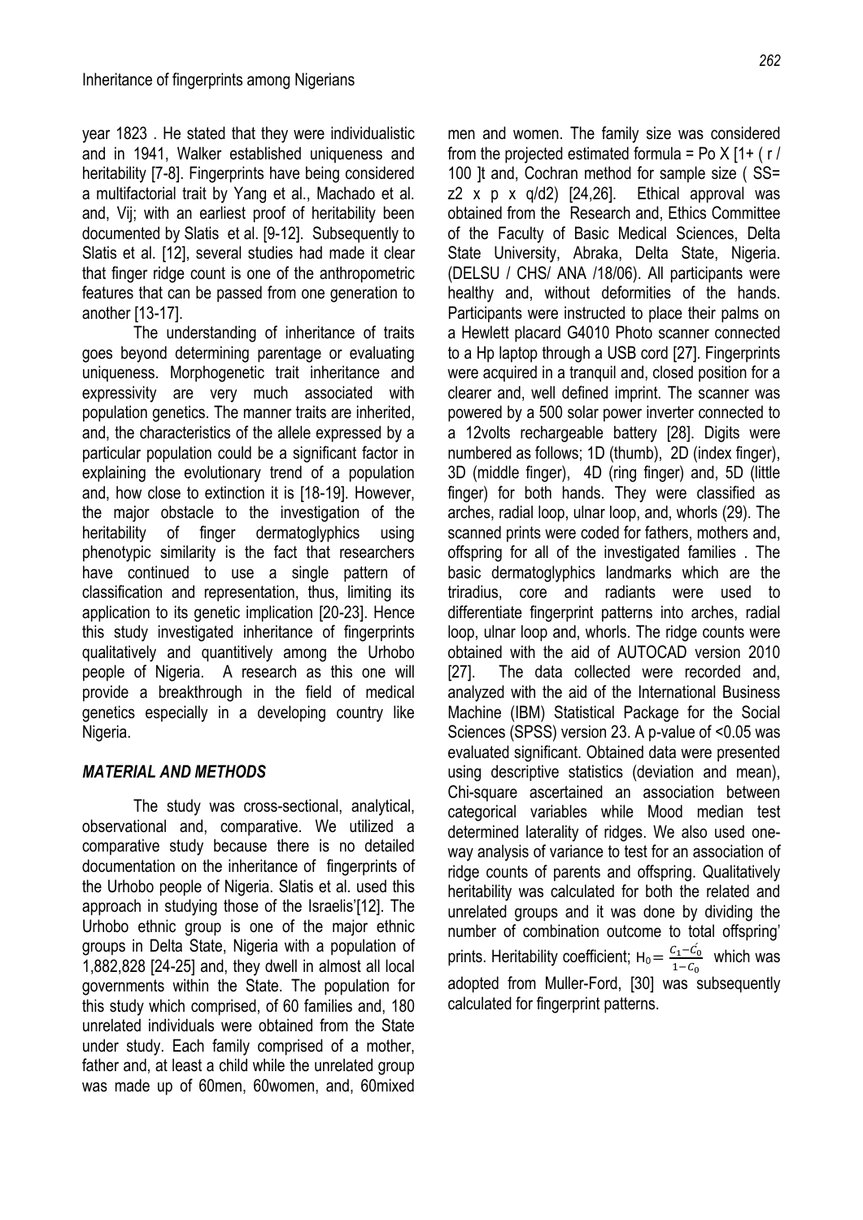year 1823 . He stated that they were individualistic and in 1941, Walker established uniqueness and heritability [7-8]. Fingerprints have being considered a multifactorial trait by Yang et al., Machado et al. and, Vij; with an earliest proof of heritability been documented by Slatis et al. [9-12]. Subsequently to Slatis et al. [12], several studies had made it clear that finger ridge count is one of the anthropometric features that can be passed from one generation to another [13-17].

The understanding of inheritance of traits goes beyond determining parentage or evaluating uniqueness. Morphogenetic trait inheritance and expressivity are very much associated with population genetics. The manner traits are inherited, and, the characteristics of the allele expressed by a particular population could be a significant factor in explaining the evolutionary trend of a population and, how close to extinction it is [18-19]. However, the major obstacle to the investigation of the heritability of finger dermatoglyphics using phenotypic similarity is the fact that researchers have continued to use a single pattern of classification and representation, thus, limiting its application to its genetic implication [20-23]. Hence this study investigated inheritance of fingerprints qualitatively and quantitively among the Urhobo people of Nigeria. A research as this one will provide a breakthrough in the field of medical genetics especially in a developing country like Nigeria.

## *MATERIAL AND METHODS*

The study was cross-sectional, analytical, observational and, comparative. We utilized a comparative study because there is no detailed documentation on the inheritance of fingerprints of the Urhobo people of Nigeria. Slatis et al. used this approach in studying those of the Israelis'[12]. The Urhobo ethnic group is one of the major ethnic groups in Delta State, Nigeria with a population of 1,882,828 [24-25] and, they dwell in almost all local governments within the State. The population for this study which comprised, of 60 families and, 180 unrelated individuals were obtained from the State under study. Each family comprised of a mother, father and, at least a child while the unrelated group was made up of 60men, 60women, and, 60mixed men and women. The family size was considered from the projected estimated formula = Po X [1+ ( r / 100 ]t and, Cochran method for sample size ( SS= z2 x p x q/d2) [24,26]. Ethical approval was obtained from the Research and, Ethics Committee of the Faculty of Basic Medical Sciences, Delta State University, Abraka, Delta State, Nigeria. (DELSU / CHS/ ANA /18/06). All participants were healthy and, without deformities of the hands. Participants were instructed to place their palms on a Hewlett placard G4010 Photo scanner connected to a Hp laptop through a USB cord [27]. Fingerprints were acquired in a tranquil and, closed position for a clearer and, well defined imprint. The scanner was powered by a 500 solar power inverter connected to a 12volts rechargeable battery [28]. Digits were numbered as follows; 1D (thumb), 2D (index finger), 3D (middle finger), 4D (ring finger) and, 5D (little finger) for both hands. They were classified as arches, radial loop, ulnar loop, and, whorls (29). The scanned prints were coded for fathers, mothers and, offspring for all of the investigated families . The basic dermatoglyphics landmarks which are the triradius, core and radiants were used to differentiate fingerprint patterns into arches, radial loop, ulnar loop and, whorls. The ridge counts were obtained with the aid of AUTOCAD version 2010 [27]. The data collected were recorded and, analyzed with the aid of the International Business Machine (IBM) Statistical Package for the Social Sciences (SPSS) version 23. A p-value of <0.05 was evaluated significant. Obtained data were presented using descriptive statistics (deviation and mean), Chi-square ascertained an association between categorical variables while Mood median test determined laterality of ridges. We also used one-way analysis of variance to test for an association of ridge counts of parents and offspring. Qualitatively heritability was calculated for both the related and unrelated groups and it was done by dividing the number of combination outcome to total offspring' prints. Heritability coefficient; $H_0 = \frac{C_1 - \acute{C_0}}{1 - C_0}$ which was adopted from Muller-Ford, [30] was subsequently calculated for fingerprint patterns.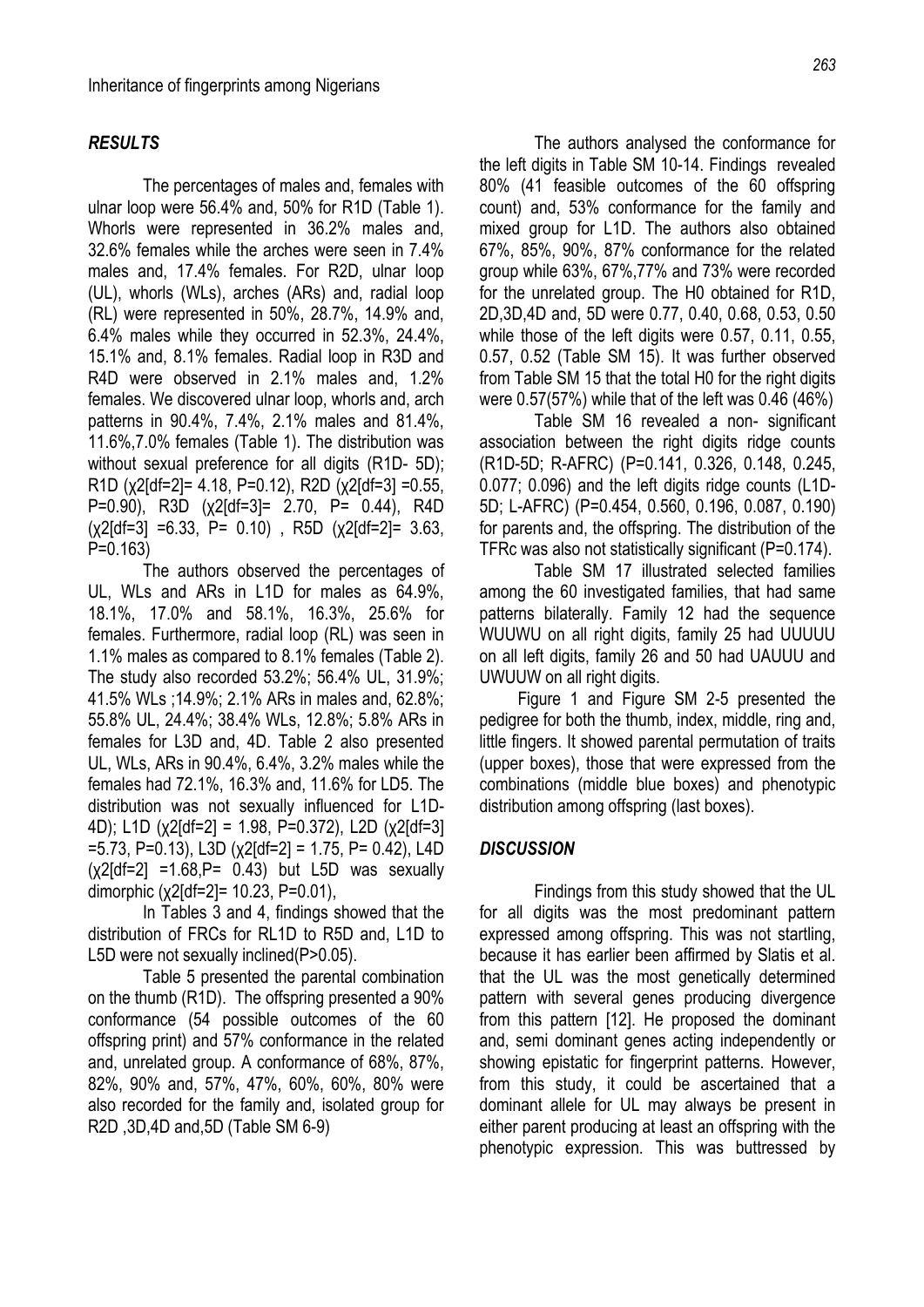## *RESULTS*

The percentages of males and, females with ulnar loop were 56.4% and, 50% for R1D (Table 1). Whorls were represented in 36.2% males and, 32.6% females while the arches were seen in 7.4% males and, 17.4% females. For R2D, ulnar loop (UL), whorls (WLs), arches (ARs) and, radial loop (RL) were represented in 50%, 28.7%, 14.9% and, 6.4% males while they occurred in 52.3%, 24.4%, 15.1% and, 8.1% females. Radial loop in R3D and R4D were observed in 2.1% males and, 1.2% females. We discovered ulnar loop, whorls and, arch patterns in 90.4%, 7.4%, 2.1% males and 81.4%, 11.6%,7.0% females (Table 1). The distribution was without sexual preference for all digits (R1D- 5D); R1D ($\chi2[df=2]$= 4.18, P=0.12), R2D ($\chi2[df=3]$ =0.55, P=0.90), R3D ($\chi2[df=3]$= 2.70, P= 0.44), R4D ($\chi2[df=3]$ =6.33, P= 0.10) , R5D ($\chi2[df=2]$= 3.63, P=0.163)

The authors observed the percentages of UL, WLs and ARs in L1D for males as 64.9%, 18.1%, 17.0% and 58.1%, 16.3%, 25.6% for females. Furthermore, radial loop (RL) was seen in 1.1% males as compared to 8.1% females (Table 2). The study also recorded 53.2%; 56.4% UL, 31.9%; 41.5% WLs ;14.9%; 2.1% ARs in males and, 62.8%; 55.8% UL, 24.4%; 38.4% WLs, 12.8%; 5.8% ARs in females for L3D and, 4D. Table 2 also presented UL, WLs, ARs in 90.4%, 6.4%, 3.2% males while the females had 72.1%, 16.3% and, 11.6% for LD5. The distribution was not sexually influenced for L1D-4D); L1D ($\chi2[df=2]$ = 1.98, P=0.372), L2D ($\chi2[df=3]$ =5.73, P=0.13), L3D ($\chi2[df=2]$ = 1.75, P= 0.42), L4D ($\chi2[df=2]$ =1.68,P= 0.43) but L5D was sexually dimorphic ($\chi2[df=2]$= 10.23, P=0.01),

In Tables 3 and 4, findings showed that the distribution of FRCs for RL1D to R5D and, L1D to L5D were not sexually inclined(P>0.05).

Table 5 presented the parental combination on the thumb (R1D). The offspring presented a 90% conformance (54 possible outcomes of the 60 offspring print) and 57% conformance in the related and, unrelated group. A conformance of 68%, 87%, 82%, 90% and, 57%, 47%, 60%, 60%, 80% were also recorded for the family and, isolated group for R2D ,3D,4D and,5D (Table SM 6-9)

The authors analysed the conformance for the left digits in Table SM 10-14. Findings revealed 80% (41 feasible outcomes of the 60 offspring count) and, 53% conformance for the family and mixed group for L1D. The authors also obtained 67%, 85%, 90%, 87% conformance for the related group while 63%, 67%,77% and 73% were recorded for the unrelated group. The H0 obtained for R1D, 2D,3D,4D and, 5D were 0.77, 0.40, 0.68, 0.53, 0.50 while those of the left digits were 0.57, 0.11, 0.55, 0.57, 0.52 (Table SM 15). It was further observed from Table SM 15 that the total H0 for the right digits were 0.57(57%) while that of the left was 0.46 (46%)

Table SM 16 revealed a non- significant association between the right digits ridge counts (R1D-5D; R-AFRC) (P=0.141, 0.326, 0.148, 0.245, 0.077; 0.096) and the left digits ridge counts (L1D-5D; L-AFRC) (P=0.454, 0.560, 0.196, 0.087, 0.190) for parents and, the offspring. The distribution of the TFRc was also not statistically significant (P=0.174).

Table SM 17 illustrated selected families among the 60 investigated families, that had same patterns bilaterally. Family 12 had the sequence WUUWU on all right digits, family 25 had UUUUU on all left digits, family 26 and 50 had UAUUU and UWUUW on all right digits.

Figure 1 and Figure SM 2-5 presented the pedigree for both the thumb, index, middle, ring and, little fingers. It showed parental permutation of traits (upper boxes), those that were expressed from the combinations (middle blue boxes) and phenotypic distribution among offspring (last boxes).

## *DISCUSSION*

Findings from this study showed that the UL for all digits was the most predominant pattern expressed among offspring. This was not startling, because it has earlier been affirmed by Slatis et al. that the UL was the most genetically determined pattern with several genes producing divergence from this pattern [12]. He proposed the dominant and, semi dominant genes acting independently or showing epistatic for fingerprint patterns. However, from this study, it could be ascertained that a dominant allele for UL may always be present in either parent producing at least an offspring with the phenotypic expression. This was buttressed by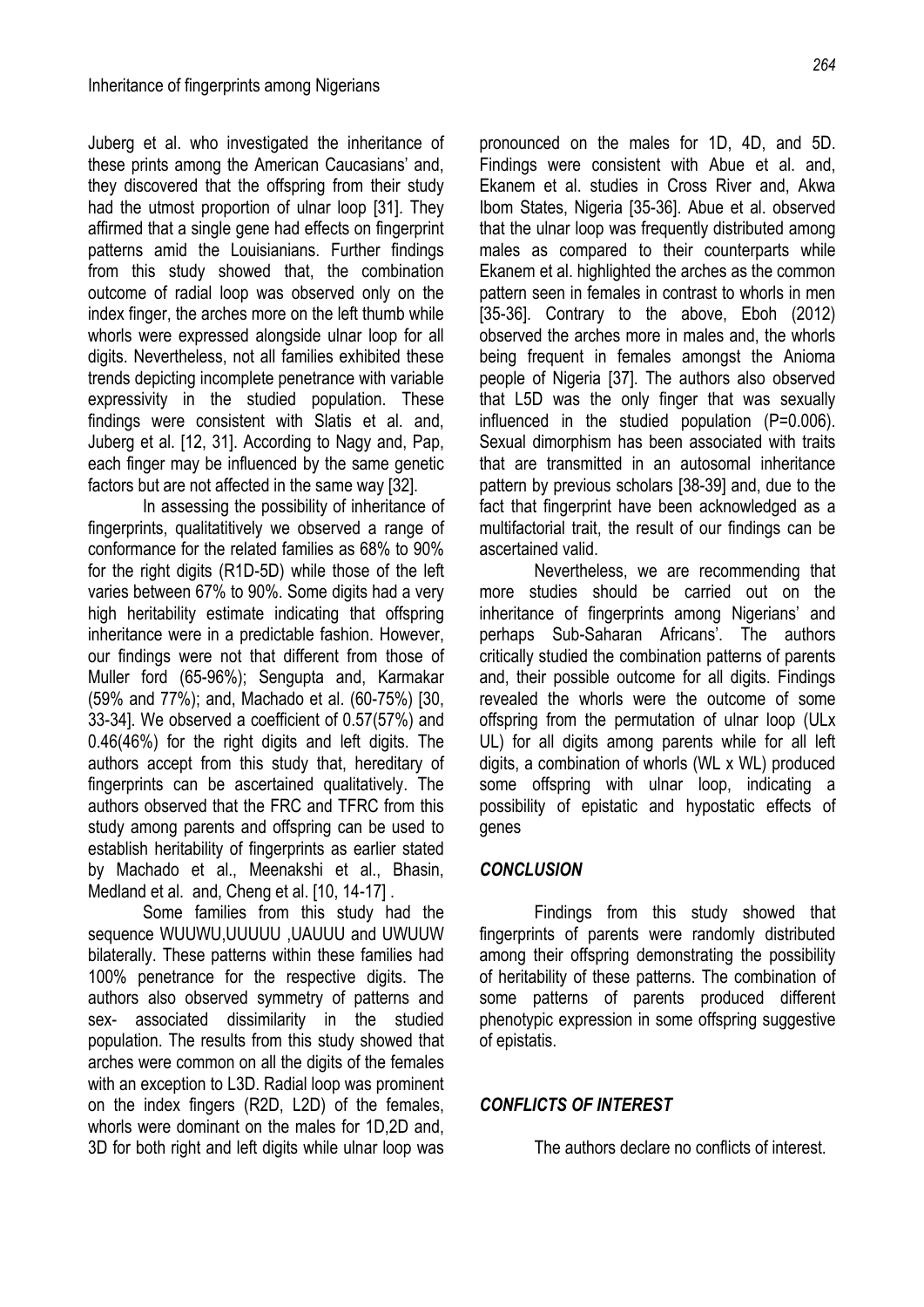Juberg et al. who investigated the inheritance of these prints among the American Caucasians' and, they discovered that the offspring from their study had the utmost proportion of ulnar loop [31]. They affirmed that a single gene had effects on fingerprint patterns amid the Louisianians. Further findings from this study showed that, the combination outcome of radial loop was observed only on the index finger, the arches more on the left thumb while whorls were expressed alongside ulnar loop for all digits. Nevertheless, not all families exhibited these trends depicting incomplete penetrance with variable expressivity in the studied population. These findings were consistent with Slatis et al. and, Juberg et al. [12, 31]. According to Nagy and, Pap, each finger may be influenced by the same genetic factors but are not affected in the same way [32].

In assessing the possibility of inheritance of fingerprints, qualitatitively we observed a range of conformance for the related families as 68% to 90% for the right digits (R1D-5D) while those of the left varies between 67% to 90%. Some digits had a very high heritability estimate indicating that offspring inheritance were in a predictable fashion. However, our findings were not that different from those of Muller ford (65-96%); Sengupta and, Karmakar (59% and 77%); and, Machado et al. (60-75%) [30, 33-34]. We observed a coefficient of 0.57(57%) and 0.46(46%) for the right digits and left digits. The authors accept from this study that, hereditary of fingerprints can be ascertained qualitatively. The authors observed that the FRC and TFRC from this study among parents and offspring can be used to establish heritability of fingerprints as earlier stated by Machado et al., Meenakshi et al., Bhasin, Medland et al. and, Cheng et al. [10, 14-17] .

Some families from this study had the sequence WUUWU,UUUUU ,UAUUU and UWUUW bilaterally. These patterns within these families had 100% penetrance for the respective digits. The authors also observed symmetry of patterns and sex- associated dissimilarity in the studied population. The results from this study showed that arches were common on all the digits of the females with an exception to L3D. Radial loop was prominent on the index fingers (R2D, L2D) of the females, whorls were dominant on the males for 1D,2D and, 3D for both right and left digits while ulnar loop was pronounced on the males for 1D, 4D, and 5D. Findings were consistent with Abue et al. and, Ekanem et al. studies in Cross River and, Akwa Ibom States, Nigeria [35-36]. Abue et al. observed that the ulnar loop was frequently distributed among males as compared to their counterparts while Ekanem et al. highlighted the arches as the common pattern seen in females in contrast to whorls in men [35-36]. Contrary to the above, Eboh (2012) observed the arches more in males and, the whorls being frequent in females amongst the Anioma people of Nigeria [37]. The authors also observed that L5D was the only finger that was sexually influenced in the studied population (P=0.006). Sexual dimorphism has been associated with traits that are transmitted in an autosomal inheritance pattern by previous scholars [38-39] and, due to the fact that fingerprint have been acknowledged as a multifactorial trait, the result of our findings can be ascertained valid.

Nevertheless, we are recommending that more studies should be carried out on the inheritance of fingerprints among Nigerians' and perhaps Sub-Saharan Africans'. The authors critically studied the combination patterns of parents and, their possible outcome for all digits. Findings revealed the whorls were the outcome of some offspring from the permutation of ulnar loop (ULx UL) for all digits among parents while for all left digits, a combination of whorls (WL x WL) produced some offspring with ulnar loop, indicating a possibility of epistatic and hypostatic effects of genes

## *CONCLUSION*

Findings from this study showed that fingerprints of parents were randomly distributed among their offspring demonstrating the possibility of heritability of these patterns. The combination of some patterns of parents produced different phenotypic expression in some offspring suggestive of epistatis.

## *CONFLICTS OF INTEREST*

The authors declare no conflicts of interest.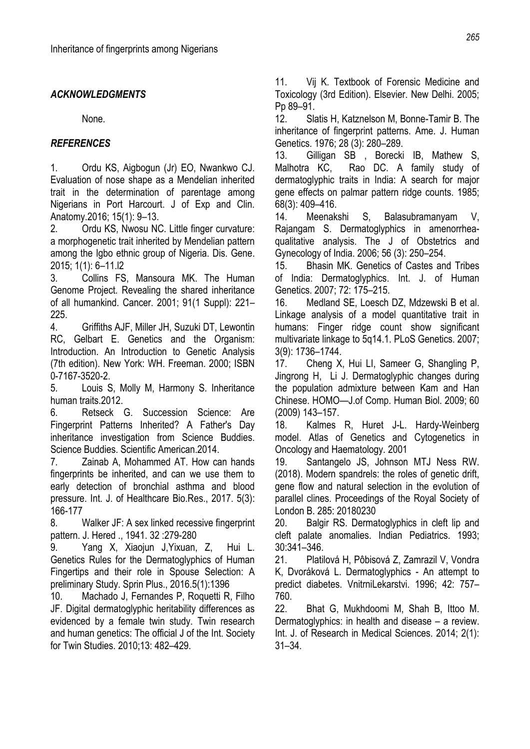### *ACKNOWLEDGMENTS*

None.

### *REFERENCES*

1. Ordu KS, Aigbogun (Jr) EO, Nwankwo CJ. Evaluation of nose shape as a Mendelian inherited trait in the determination of parentage among Nigerians in Port Harcourt. J of Exp and Clin. Anatomy.2016; 15(1): 9–13.
2. Ordu KS, Nwosu NC. Little finger curvature: a morphogenetic trait inherited by Mendelian pattern among the Igbo ethnic group of Nigeria. Dis. Gene. 2015; 1(1): 6–11.l2
3. Collins FS, Mansoura MK. The Human Genome Project. Revealing the shared inheritance of all humankind. Cancer. 2001; 91(1 Suppl): 221–225.
4. Griffiths AJF, Miller JH, Suzuki DT, Lewontin RC, Gelbart E. Genetics and the Organism: Introduction. An Introduction to Genetic Analysis (7th edition). New York: WH. Freeman. 2000; ISBN 0-7167-3520-2.
5. Louis S, Molly M, Harmony S. Inheritance human traits.2012.
6. Retseck G. Succession Science: Are Fingerprint Patterns Inherited? A Father's Day inheritance investigation from Science Buddies. Science Buddies. Scientific American.2014.
7. Zainab A, Mohammed AT. How can hands fingerprints be inherited, and can we use them to early detection of bronchial asthma and blood pressure. Int. J. of Healthcare Bio.Res., 2017. 5(3): 166-177
8. Walker JF: A sex linked recessive fingerprint pattern. J. Hered ., 1941. 32 :279-280
9. Yang X, Xiaojun J,Yixuan, Z, Hui L. Genetics Rules for the Dermatoglyphics of Human Fingertips and their role in Spouse Selection: A preliminary Study. Sprin Plus., 2016.5(1):1396
10. Machado J, Fernandes P, Roquetti R, Filho JF. Digital dermatoglyphic heritability differences as evidenced by a female twin study. Twin research and human genetics: The official J of the Int. Society for Twin Studies. 2010;13: 482–429.
11. Vij K. Textbook of Forensic Medicine and Toxicology (3rd Edition). Elsevier. New Delhi. 2005; Pp 89–91.
12. Slatis H, Katznelson M, Bonne-Tamir B. The inheritance of fingerprint patterns. Ame. J. Human Genetics. 1976; 28 (3): 280–289.
13. Gilligan SB , Borecki IB, Mathew S, Malhotra KC, Rao DC. A family study of dermatoglyphic traits in India: A search for major gene effects on palmar pattern ridge counts. 1985; 68(3): 409–416.
14. Meenakshi S, Balasubramanyam V, Rajangam S. Dermatoglyphics in amenorrhea-qualitative analysis. The J of Obstetrics and Gynecology of India. 2006; 56 (3): 250–254.
15. Bhasin MK. Genetics of Castes and Tribes of India: Dermatoglyphics. Int. J. of Human Genetics. 2007; 72: 175–215.
16. Medland SE, Loesch DZ, Mdzewski B et al. Linkage analysis of a model quantitative trait in humans: Finger ridge count show significant multivariate linkage to 5q14.1. PLoS Genetics. 2007; 3(9): 1736–1744.
17. Cheng X, Hui LI, Sameer G, Shangling P, Jingrong H, Li J. Dermatoglyphic changes during the population admixture between Kam and Han Chinese. HOMO—J.of Comp. Human Biol. 2009; 60 (2009) 143–157.
18. Kalmes R, Huret J-L. Hardy-Weinberg model. Atlas of Genetics and Cytogenetics in Oncology and Haematology. 2001
19. Santangelo JS, Johnson MTJ Ness RW. (2018). Modern spandrels: the roles of genetic drift, gene flow and natural selection in the evolution of parallel clines. Proceedings of the Royal Society of London B. 285: 20180230
20. Balgir RS. Dermatoglyphics in cleft lip and cleft palate anomalies. Indian Pediatrics. 1993; 30:341–346.
21. Platilová H, Pôbisová Z, Zamrazil V, Vondra K, Dvoráková L. Dermatoglyphics - An attempt to predict diabetes. VnitrniLekarstvi. 1996; 42: 757–760.
22. Bhat G, Mukhdoomi M, Shah B, Ittoo M. Dermatoglyphics: in health and disease – a review. Int. J. of Research in Medical Sciences. 2014; 2(1): 31–34.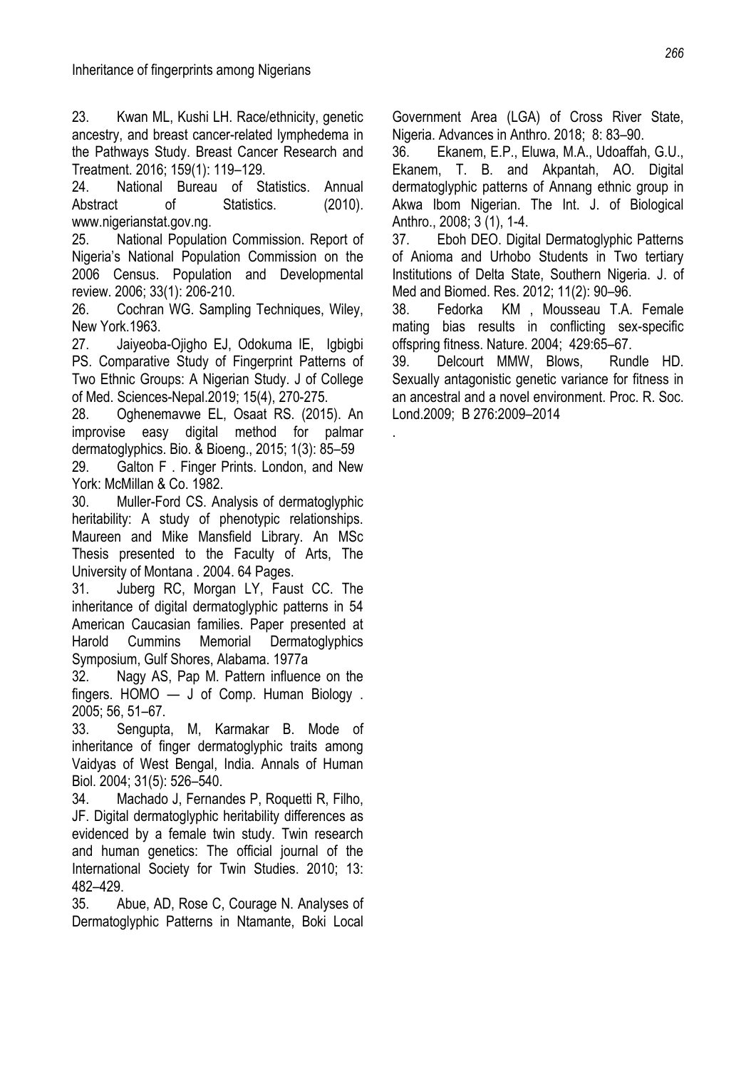23. Kwan ML, Kushi LH. Race/ethnicity, genetic ancestry, and breast cancer-related lymphedema in the Pathways Study. Breast Cancer Research and Treatment. 2016; 159(1): 119–129.

24. National Bureau of Statistics. Annual Abstract of Statistics. (2010). www.nigerianstat.gov.ng.

25. National Population Commission. Report of Nigeria's National Population Commission on the 2006 Census. Population and Developmental review. 2006; 33(1): 206-210.

26. Cochran WG. Sampling Techniques, Wiley, New York.1963.

27. Jaiyeoba-Ojigho EJ, Odokuma IE, Igbigbi PS. Comparative Study of Fingerprint Patterns of Two Ethnic Groups: A Nigerian Study. J of College of Med. Sciences-Nepal.2019; 15(4), 270-275.

28. Oghenemavwe EL, Osaat RS. (2015). An improvise easy digital method for palmar dermatoglyphics. Bio. & Bioeng., 2015; 1(3): 85–59

29. Galton F . Finger Prints. London, and New York: McMillan & Co. 1982.

30. Muller-Ford CS. Analysis of dermatoglyphic heritability: A study of phenotypic relationships. Maureen and Mike Mansfield Library. An MSc Thesis presented to the Faculty of Arts, The University of Montana . 2004. 64 Pages.

31. Juberg RC, Morgan LY, Faust CC. The inheritance of digital dermatoglyphic patterns in 54 American Caucasian families. Paper presented at Harold Cummins Memorial Dermatoglyphics Symposium, Gulf Shores, Alabama. 1977a

32. Nagy AS, Pap M. Pattern influence on the fingers. HOMO — J of Comp. Human Biology . 2005; 56, 51–67.

33. Sengupta, M, Karmakar B. Mode of inheritance of finger dermatoglyphic traits among Vaidyas of West Bengal, India. Annals of Human Biol. 2004; 31(5): 526–540.

34. Machado J, Fernandes P, Roquetti R, Filho, JF. Digital dermatoglyphic heritability differences as evidenced by a female twin study. Twin research and human genetics: The official journal of the International Society for Twin Studies. 2010; 13: 482–429.

35. Abue, AD, Rose C, Courage N. Analyses of Dermatoglyphic Patterns in Ntamante, Boki Local Government Area (LGA) of Cross River State, Nigeria. Advances in Anthro. 2018; 8: 83–90.

36. Ekanem, E.P., Eluwa, M.A., Udoaffah, G.U., Ekanem, T. B. and Akpantah, AO. Digital dermatoglyphic patterns of Annang ethnic group in Akwa Ibom Nigerian. The Int. J. of Biological Anthro., 2008; 3 (1), 1-4.

37. Eboh DEO. Digital Dermatoglyphic Patterns of Anioma and Urhobo Students in Two tertiary Institutions of Delta State, Southern Nigeria. J. of Med and Biomed. Res. 2012; 11(2): 90–96.

38. Fedorka KM , Mousseau T.A. Female mating bias results in conflicting sex-specific offspring fitness. Nature. 2004; 429:65–67.

39. Delcourt MMW, Blows, Rundle HD. Sexually antagonistic genetic variance for fitness in an ancestral and a novel environment. Proc. R. Soc. Lond.2009; B 276:2009–2014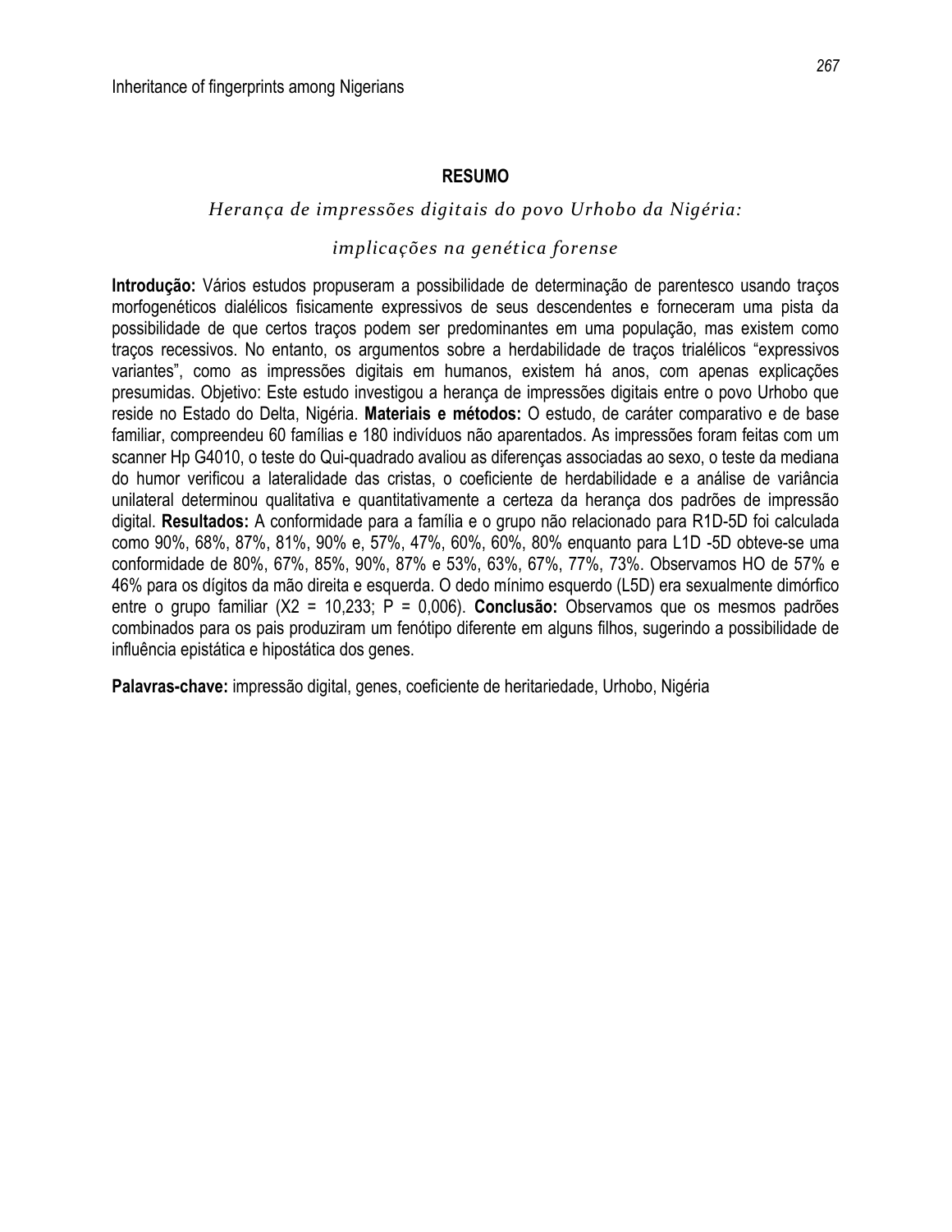## RESUMO

*Herança de impressões digitais do povo Urhobo da Nigéria:*

*implicações na genética forense*

**Introdução:** Vários estudos propuseram a possibilidade de determinação de parentesco usando traços morfogenéticos dialélicos fisicamente expressivos de seus descendentes e forneceram uma pista da possibilidade de que certos traços podem ser predominantes em uma população, mas existem como traços recessivos. No entanto, os argumentos sobre a herdabilidade de traços trialélicos "expressivos variantes", como as impressões digitais em humanos, existem há anos, com apenas explicações presumidas. Objetivo: Este estudo investigou a herança de impressões digitais entre o povo Urhobo que reside no Estado do Delta, Nigéria. **Materiais e métodos:** O estudo, de caráter comparativo e de base familiar, compreendeu 60 famílias e 180 indivíduos não aparentados. As impressões foram feitas com um scanner Hp G4010, o teste do Qui-quadrado avaliou as diferenças associadas ao sexo, o teste da mediana do humor verificou a lateralidade das cristas, o coeficiente de herdabilidade e a análise de variância unilateral determinou qualitativa e quantitativamente a certeza da herança dos padrões de impressão digital. **Resultados:** A conformidade para a família e o grupo não relacionado para R1D-5D foi calculada como 90%, 68%, 87%, 81%, 90% e, 57%, 47%, 60%, 60%, 80% enquanto para L1D -5D obteve-se uma conformidade de 80%, 67%, 85%, 90%, 87% e 53%, 63%, 67%, 77%, 73%. Observamos HO de 57% e 46% para os dígitos da mão direita e esquerda. O dedo mínimo esquerdo (L5D) era sexualmente dimórfico entre o grupo familiar ($X2 = 10{,}233$; $P = 0{,}006$). **Conclusão:** Observamos que os mesmos padrões combinados para os pais produziram um fenótipo diferente em alguns filhos, sugerindo a possibilidade de influência epistática e hipostática dos genes.

**Palavras-chave:** impressão digital, genes, coeficiente de heritariedade, Urhobo, Nigéria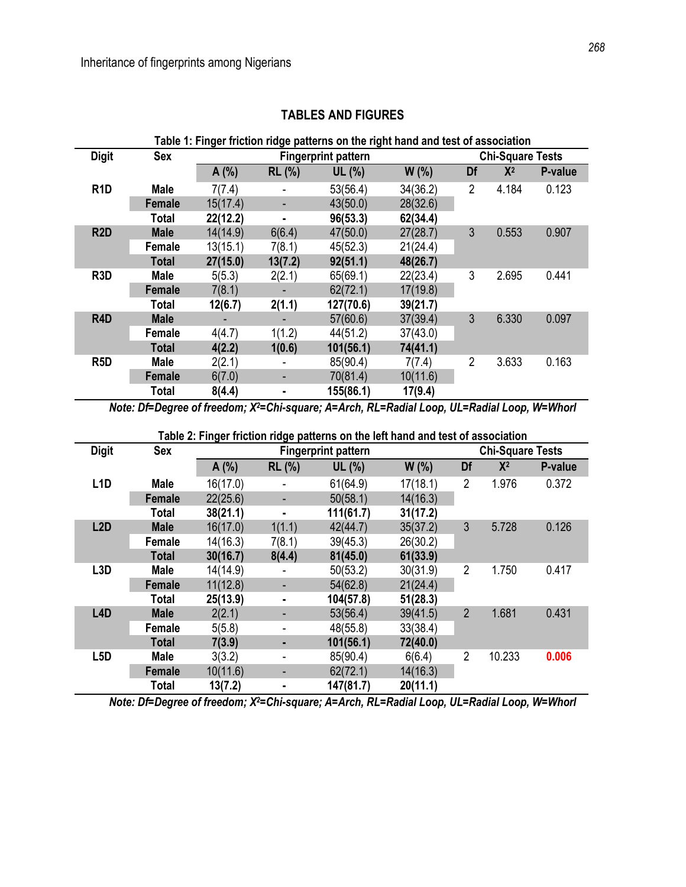## TABLES AND FIGURES

**Table 1: Finger friction ridge patterns on the right hand and test of association**

| Digit | Sex | Fingerprint pattern | | | | Chi-Square Tests | | |
|---|---|---|---|---|---|---|---|---|
| | | A (%) | RL (%) | UL (%) | W (%) | Df | $X^2$ | P-value |
| R1D | Male | 7(7.4) | - | 53(56.4) | 34(36.2) | 2 | 4.184 | 0.123 |
| | Female | 15(17.4) | - | 43(50.0) | 28(32.6) | | | |
| | **Total** | **22(12.2)** | **-** | **96(53.3)** | **62(34.4)** | | | |
| R2D | Male | 14(14.9) | 6(6.4) | 47(50.0) | 27(28.7) | 3 | 0.553 | 0.907 |
| | Female | 13(15.1) | 7(8.1) | 45(52.3) | 21(24.4) | | | |
| | **Total** | **27(15.0)** | **13(7.2)** | **92(51.1)** | **48(26.7)** | | | |
| R3D | Male | 5(5.3) | 2(2.1) | 65(69.1) | 22(23.4) | 3 | 2.695 | 0.441 |
| | Female | 7(8.1) | - | 62(72.1) | 17(19.8) | | | |
| | **Total** | **12(6.7)** | **2(1.1)** | **127(70.6)** | **39(21.7)** | | | |
| R4D | Male | - | - | 57(60.6) | 37(39.4) | 3 | 6.330 | 0.097 |
| | Female | 4(4.7) | 1(1.2) | 44(51.2) | 37(43.0) | | | |
| | **Total** | **4(2.2)** | **1(0.6)** | **101(56.1)** | **74(41.1)** | | | |
| R5D | Male | 2(2.1) | - | 85(90.4) | 7(7.4) | 2 | 3.633 | 0.163 |
| | Female | 6(7.0) | - | 70(81.4) | 10(11.6) | | | |
| | **Total** | **8(4.4)** | **-** | **155(86.1)** | **17(9.4)** | | | |

*Note: Df=Degree of freedom; X²=Chi-square; A=Arch, RL=Radial Loop, UL=Radial Loop, W=Whorl*

**Table 2: Finger friction ridge patterns on the left hand and test of association**

| Digit | Sex | Fingerprint pattern | | | | Chi-Square Tests | | |
|---|---|---|---|---|---|---|---|---|
| | | A (%) | RL (%) | UL (%) | W (%) | Df | $X^2$ | P-value |
| L1D | Male | 16(17.0) | - | 61(64.9) | 17(18.1) | 2 | 1.976 | 0.372 |
| | Female | 22(25.6) | - | 50(58.1) | 14(16.3) | | | |
| | **Total** | **38(21.1)** | **-** | **111(61.7)** | **31(17.2)** | | | |
| L2D | Male | 16(17.0) | 1(1.1) | 42(44.7) | 35(37.2) | 3 | 5.728 | 0.126 |
| | Female | 14(16.3) | 7(8.1) | 39(45.3) | 26(30.2) | | | |
| | **Total** | **30(16.7)** | **8(4.4)** | **81(45.0)** | **61(33.9)** | | | |
| L3D | Male | 14(14.9) | - | 50(53.2) | 30(31.9) | 2 | 1.750 | 0.417 |
| | Female | 11(12.8) | - | 54(62.8) | 21(24.4) | | | |
| | **Total** | **25(13.9)** | **-** | **104(57.8)** | **51(28.3)** | | | |
| L4D | Male | 2(2.1) | - | 53(56.4) | 39(41.5) | 2 | 1.681 | 0.431 |
| | Female | 5(5.8) | - | 48(55.8) | 33(38.4) | | | |
| | **Total** | **7(3.9)** | **-** | **101(56.1)** | **72(40.0)** | | | |
| L5D | Male | 3(3.2) | - | 85(90.4) | 6(6.4) | 2 | 10.233 | **0.006** |
| | Female | 10(11.6) | - | 62(72.1) | 14(16.3) | | | |
| | **Total** | **13(7.2)** | **-** | **147(81.7)** | **20(11.1)** | | | |

*Note: Df=Degree of freedom; X²=Chi-square; A=Arch, RL=Radial Loop, UL=Radial Loop, W=Whorl*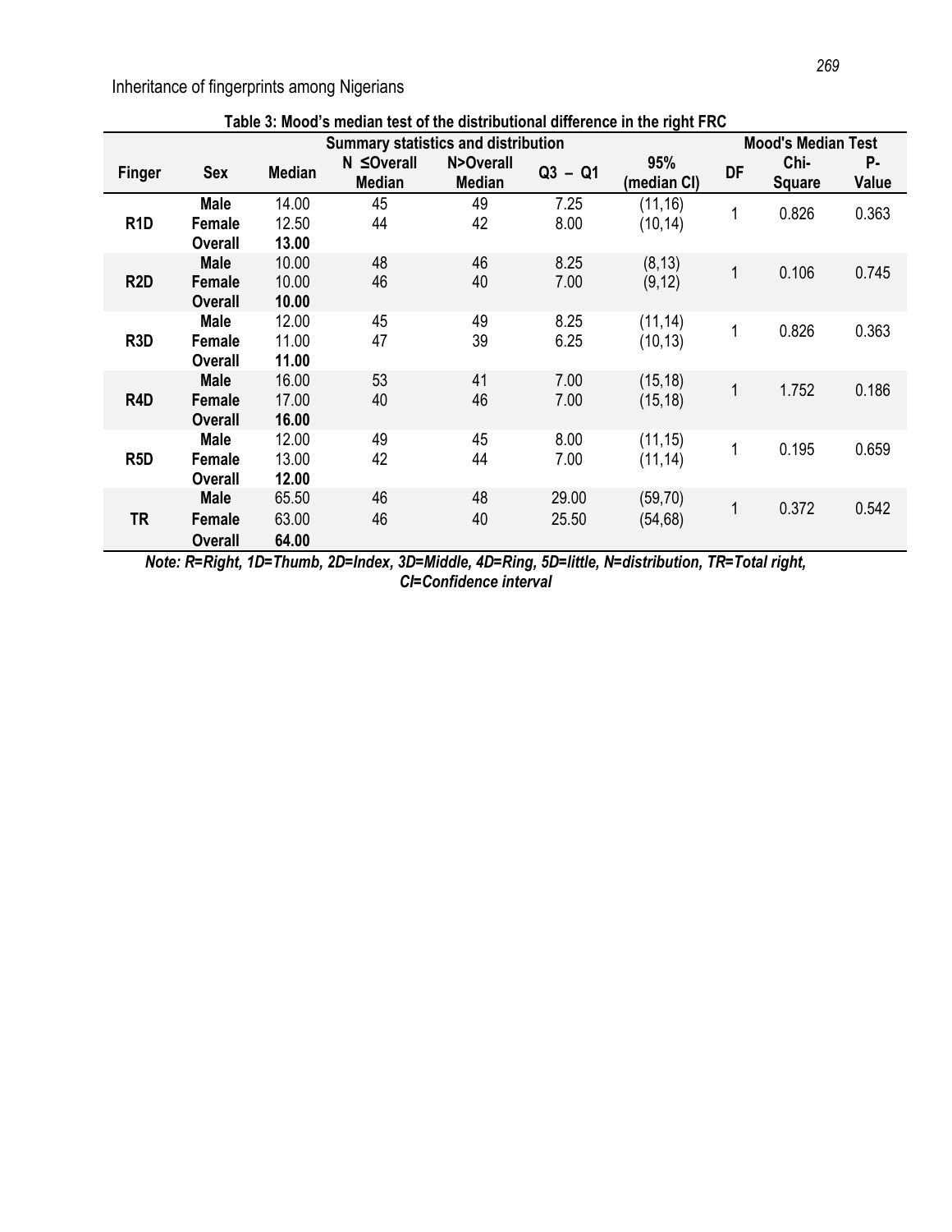**Table 3: Mood's median test of the distributional difference in the right FRC**

| Finger | Sex | Summary statistics and distribution | | | | | Mood's Median Test | | |
|---|---|---|---|---|---|---|---|---|---|
| | | Median | N ≤Overall Median | N>Overall Median | Q3 – Q1 | 95% (median CI) | DF | Chi-Square | P-Value |
| R1D | Male | 14.00 | 45 | 49 | 7.25 | (11,16) | 1 | 0.826 | 0.363 |
| | Female | 12.50 | 44 | 42 | 8.00 | (10,14) | | | |
| | **Overall** | **13.00** | | | | | | | |
| R2D | Male | 10.00 | 48 | 46 | 8.25 | (8,13) | 1 | 0.106 | 0.745 |
| | Female | 10.00 | 46 | 40 | 7.00 | (9,12) | | | |
| | **Overall** | **10.00** | | | | | | | |
| R3D | Male | 12.00 | 45 | 49 | 8.25 | (11,14) | 1 | 0.826 | 0.363 |
| | Female | 11.00 | 47 | 39 | 6.25 | (10,13) | | | |
| | **Overall** | **11.00** | | | | | | | |
| R4D | Male | 16.00 | 53 | 41 | 7.00 | (15,18) | 1 | 1.752 | 0.186 |
| | Female | 17.00 | 40 | 46 | 7.00 | (15,18) | | | |
| | **Overall** | **16.00** | | | | | | | |
| R5D | Male | 12.00 | 49 | 45 | 8.00 | (11,15) | 1 | 0.195 | 0.659 |
| | Female | 13.00 | 42 | 44 | 7.00 | (11,14) | | | |
| | **Overall** | **12.00** | | | | | | | |
| TR | Male | 65.50 | 46 | 48 | 29.00 | (59,70) | 1 | 0.372 | 0.542 |
| | Female | 63.00 | 46 | 40 | 25.50 | (54,68) | | | |
| | **Overall** | **64.00** | | | | | | | |

***Note: R=Right, 1D=Thumb, 2D=Index, 3D=Middle, 4D=Ring, 5D=little, N=distribution, TR=Total right, CI=Confidence interval***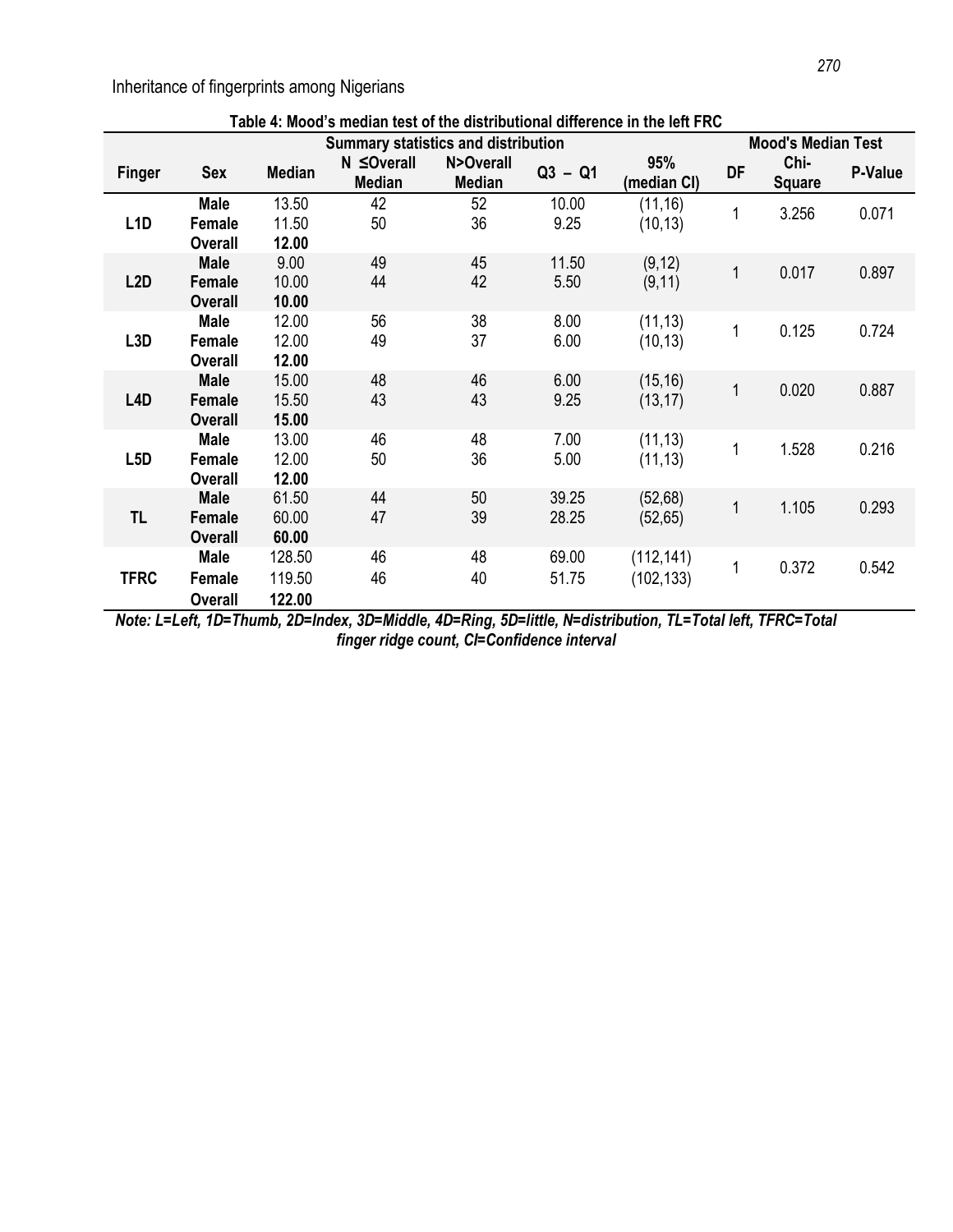**Table 4: Mood's median test of the distributional difference in the left FRC**

| Finger | Sex | Summary statistics and distribution | | | | | Mood's Median Test | | |
|---|---|---|---|---|---|---|---|---|---|
| | | Median | N ≤Overall Median | N>Overall Median | Q3 – Q1 | 95% (median CI) | DF | Chi-Square | P-Value |
| L1D | Male | 13.50 | 42 | 52 | 10.00 | (11,16) | 1 | 3.256 | 0.071 |
| | Female | 11.50 | 50 | 36 | 9.25 | (10,13) | | | |
| | Overall | **12.00** | | | | | | | |
| L2D | Male | 9.00 | 49 | 45 | 11.50 | (9,12) | 1 | 0.017 | 0.897 |
| | Female | 10.00 | 44 | 42 | 5.50 | (9,11) | | | |
| | Overall | **10.00** | | | | | | | |
| L3D | Male | 12.00 | 56 | 38 | 8.00 | (11,13) | 1 | 0.125 | 0.724 |
| | Female | 12.00 | 49 | 37 | 6.00 | (10,13) | | | |
| | Overall | **12.00** | | | | | | | |
| L4D | Male | 15.00 | 48 | 46 | 6.00 | (15,16) | 1 | 0.020 | 0.887 |
| | Female | 15.50 | 43 | 43 | 9.25 | (13,17) | | | |
| | Overall | **15.00** | | | | | | | |
| L5D | Male | 13.00 | 46 | 48 | 7.00 | (11,13) | 1 | 1.528 | 0.216 |
| | Female | 12.00 | 50 | 36 | 5.00 | (11,13) | | | |
| | Overall | **12.00** | | | | | | | |
| TL | Male | 61.50 | 44 | 50 | 39.25 | (52,68) | 1 | 1.105 | 0.293 |
| | Female | 60.00 | 47 | 39 | 28.25 | (52,65) | | | |
| | Overall | **60.00** | | | | | | | |
| TFRC | Male | 128.50 | 46 | 48 | 69.00 | (112,141) | 1 | 0.372 | 0.542 |
| | Female | 119.50 | 46 | 40 | 51.75 | (102,133) | | | |
| | Overall | **122.00** | | | | | | | |

***Note: L=Left, 1D=Thumb, 2D=Index, 3D=Middle, 4D=Ring, 5D=little, N=distribution, TL=Total left, TFRC=Total finger ridge count, CI=Confidence interval***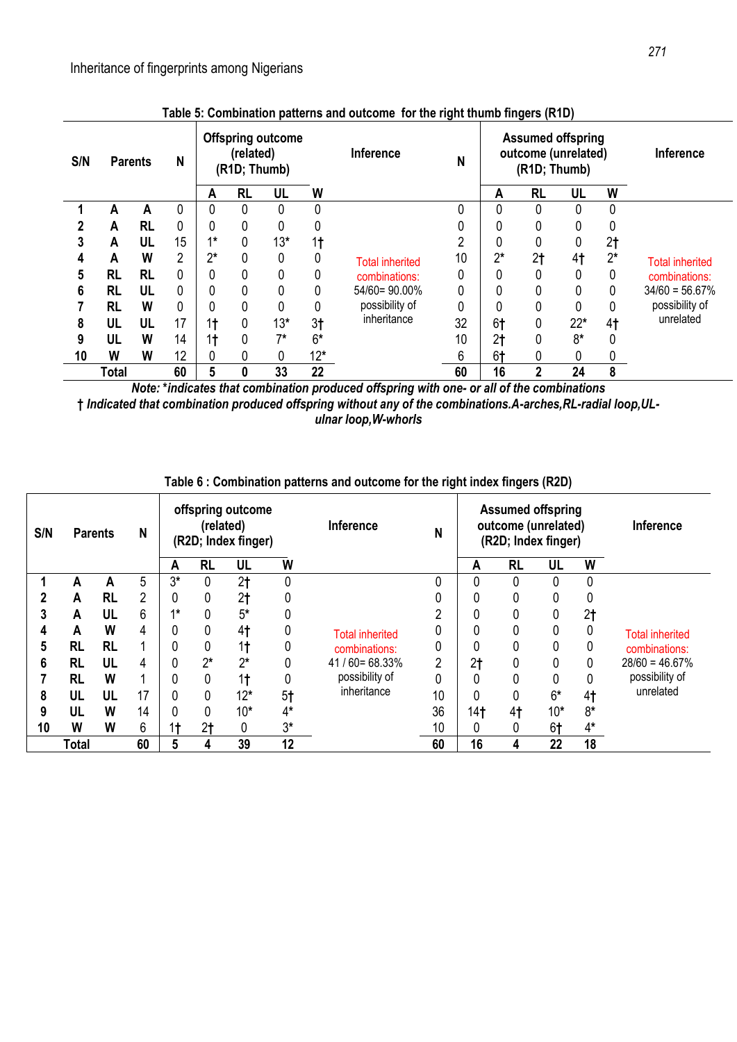**Table 5: Combination patterns and outcome for the right thumb fingers (R1D)**

| S/N | Parents | | N | Offspring outcome (related) (R1D; Thumb) | | | | Inference | N | Assumed offspring outcome (unrelated) (R1D; Thumb) | | | | Inference |
|---|---|---|---|---|---|---|---|---|---|---|---|---|---|---|
| | | | | A | RL | UL | W | | | A | RL | UL | W | |
| 1 | A | A | 0 | 0 | 0 | 0 | 0 | Total inherited combinations: 54/60= 90.00% possibility of inheritance | 0 | 0 | 0 | 0 | 0 | Total inherited combinations: 34/60 = 56.67% possibility of unrelated |
| 2 | A | RL | 0 | 0 | 0 | 0 | 0 | | 0 | 0 | 0 | 0 | 0 | |
| 3 | A | UL | 15 | 1* | 0 | 13* | 1† | | 2 | 0 | 0 | 0 | 2† | |
| 4 | A | W | 2 | 2* | 0 | 0 | 0 | | 10 | 2* | 2† | 4† | 2* | |
| 5 | RL | RL | 0 | 0 | 0 | 0 | 0 | | 0 | 0 | 0 | 0 | 0 | |
| 6 | RL | UL | 0 | 0 | 0 | 0 | 0 | | 0 | 0 | 0 | 0 | 0 | |
| 7 | RL | W | 0 | 0 | 0 | 0 | 0 | | 0 | 0 | 0 | 0 | 0 | |
| 8 | UL | UL | 17 | 1† | 0 | 13* | 3† | | 32 | 6† | 0 | 22* | 4† | |
| 9 | UL | W | 14 | 1† | 0 | 7* | 6* | | 10 | 2† | 0 | 8* | 0 | |
| 10 | W | W | 12 | 0 | 0 | 0 | 12* | | 6 | 6† | 0 | 0 | 0 | |
| | Total | | 60 | 5 | 0 | 33 | 22 | | 60 | 16 | 2 | 24 | 8 | |

*Note: *indicates that combination produced offspring with one- or all of the combinations*
*† Indicated that combination produced offspring without any of the combinations.A-arches,RL-radial loop,UL-ulnar loop,W-whorls*

**Table 6 : Combination patterns and outcome for the right index fingers (R2D)**

| S/N | Parents | | N | offspring outcome (related) (R2D; Index finger) | | | | Inference | N | Assumed offspring outcome (unrelated) (R2D; Index finger) | | | | Inference |
|---|---|---|---|---|---|---|---|---|---|---|---|---|---|---|
| | | | | A | RL | UL | W | | | A | RL | UL | W | |
| 1 | A | A | 5 | 3* | 0 | 2† | 0 | Total inherited combinations: 41 / 60= 68.33% possibility of inheritance | 0 | 0 | 0 | 0 | 0 | Total inherited combinations: 28/60 = 46.67% possibility of unrelated |
| 2 | A | RL | 2 | 0 | 0 | 2† | 0 | | 0 | 0 | 0 | 0 | 0 | |
| 3 | A | UL | 6 | 1* | 0 | 5* | 0 | | 2 | 0 | 0 | 0 | 2† | |
| 4 | A | W | 4 | 0 | 0 | 4† | 0 | | 0 | 0 | 0 | 0 | 0 | |
| 5 | RL | RL | 1 | 0 | 0 | 1† | 0 | | 0 | 0 | 0 | 0 | 0 | |
| 6 | RL | UL | 4 | 0 | 2* | 2* | 0 | | 2 | 2† | 0 | 0 | 0 | |
| 7 | RL | W | 1 | 0 | 0 | 1† | 0 | | 0 | 0 | 0 | 0 | 0 | |
| 8 | UL | UL | 17 | 0 | 0 | 12* | 5† | | 10 | 0 | 0 | 6* | 4† | |
| 9 | UL | W | 14 | 0 | 0 | 10* | 4* | | 36 | 14† | 4† | 10* | 8* | |
| 10 | W | W | 6 | 1† | 2† | 0 | 3* | | 10 | 0 | 0 | 6† | 4* | |
| | Total | | 60 | 5 | 4 | 39 | 12 | | 60 | 16 | 4 | 22 | 18 | |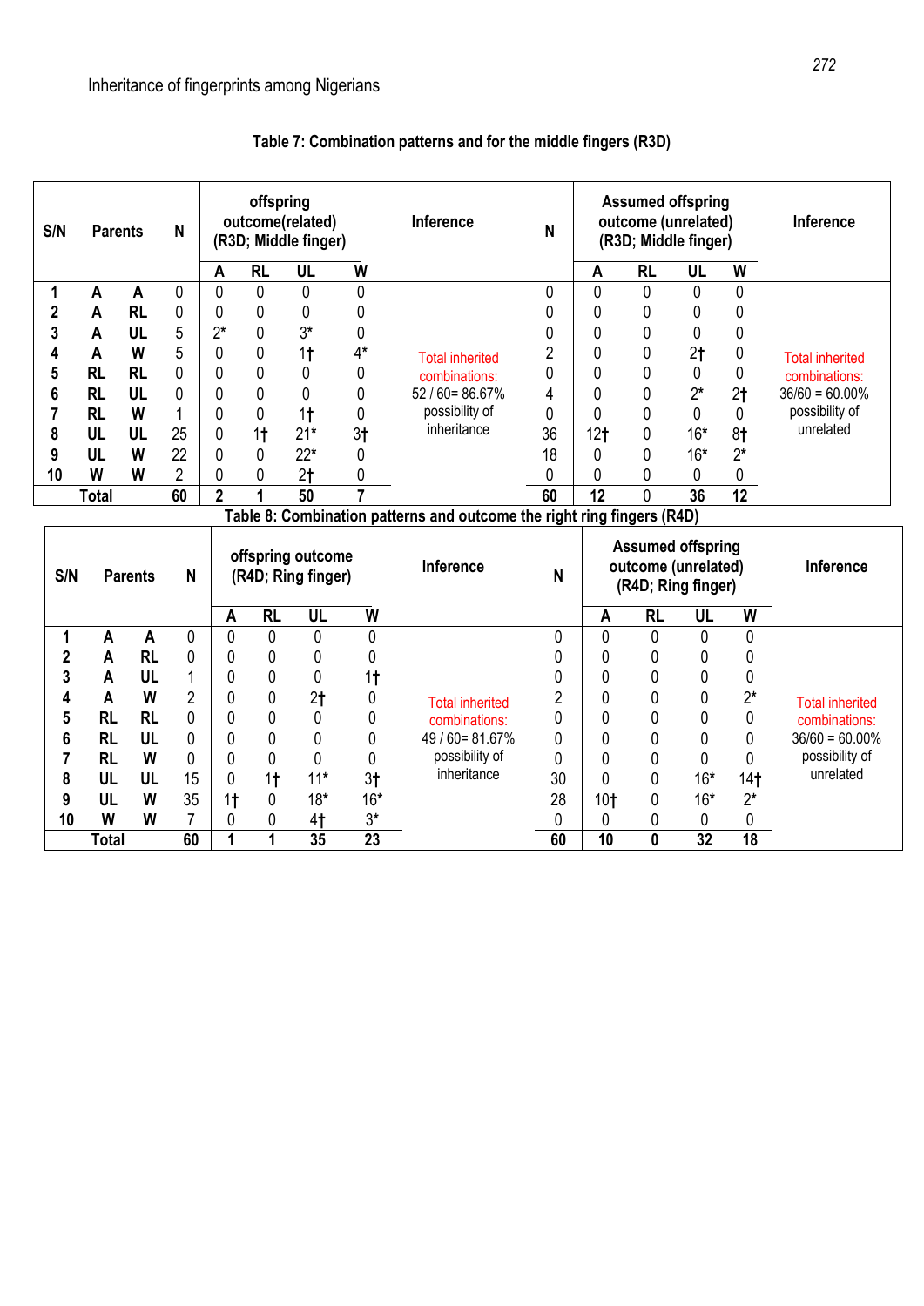**Table 7: Combination patterns and for the middle fingers (R3D)**

| S/N | Parents | | N | offspring outcome(related) (R3D; Middle finger) | | | | Inference | N | Assumed offspring outcome (unrelated) (R3D; Middle finger) | | | | Inference |
|---|---|---|---|---|---|---|---|---|---|---|---|---|---|---|
| | | | | A | RL | UL | W | | | A | RL | UL | W | |
| 1 | A | A | 0 | 0 | 0 | 0 | 0 | Total inherited combinations: 52 / 60= 86.67% possibility of inheritance | 0 | 0 | 0 | 0 | 0 | Total inherited combinations: 36/60 = 60.00% possibility of unrelated |
| 2 | A | RL | 0 | 0 | 0 | 0 | 0 | | 0 | 0 | 0 | 0 | 0 | |
| 3 | A | UL | 5 | 2* | 0 | 3* | 0 | | 0 | 0 | 0 | 0 | 0 | |
| 4 | A | W | 5 | 0 | 0 | 1† | 4* | | 2 | 0 | 0 | 2† | 0 | |
| 5 | RL | RL | 0 | 0 | 0 | 0 | 0 | | 0 | 0 | 0 | 0 | 0 | |
| 6 | RL | UL | 0 | 0 | 0 | 0 | 0 | | 4 | 0 | 0 | 2* | 2† | |
| 7 | RL | W | 1 | 0 | 0 | 1† | 0 | | 0 | 0 | 0 | 0 | 0 | |
| 8 | UL | UL | 25 | 0 | 1† | 21* | 3† | | 36 | 12† | 0 | 16* | 8† | |
| 9 | UL | W | 22 | 0 | 0 | 22* | 0 | | 18 | 0 | 0 | 16* | 2* | |
| 10 | W | W | 2 | 0 | 0 | 2† | 0 | | 0 | 0 | 0 | 0 | 0 | |
| | Total | | 60 | 2 | 1 | 50 | 7 | | 60 | 12 | 0 | 36 | 12 | |

**Table 8: Combination patterns and outcome the right ring fingers (R4D)**

| S/N | Parents | | N | offspring outcome (R4D; Ring finger) | | | | Inference | N | Assumed offspring outcome (unrelated) (R4D; Ring finger) | | | | Inference |
|---|---|---|---|---|---|---|---|---|---|---|---|---|---|---|
| | | | | A | RL | UL | W | | | A | RL | UL | W | |
| 1 | A | A | 0 | 0 | 0 | 0 | 0 | Total inherited combinations: 49 / 60= 81.67% possibility of inheritance | 0 | 0 | 0 | 0 | 0 | Total inherited combinations: 36/60 = 60.00% possibility of unrelated |
| 2 | A | RL | 0 | 0 | 0 | 0 | 0 | | 0 | 0 | 0 | 0 | 0 | |
| 3 | A | UL | 1 | 0 | 0 | 0 | 1† | | 0 | 0 | 0 | 0 | 0 | |
| 4 | A | W | 2 | 0 | 0 | 2† | 0 | | 2 | 0 | 0 | 0 | 2* | |
| 5 | RL | RL | 0 | 0 | 0 | 0 | 0 | | 0 | 0 | 0 | 0 | 0 | |
| 6 | RL | UL | 0 | 0 | 0 | 0 | 0 | | 0 | 0 | 0 | 0 | 0 | |
| 7 | RL | W | 0 | 0 | 0 | 0 | 0 | | 0 | 0 | 0 | 0 | 0 | |
| 8 | UL | UL | 15 | 0 | 1† | 11* | 3† | | 30 | 0 | 0 | 16* | 14† | |
| 9 | UL | W | 35 | 1† | 0 | 18* | 16* | | 28 | 10† | 0 | 16* | 2* | |
| 10 | W | W | 7 | 0 | 0 | 4† | 3* | | 0 | 0 | 0 | 0 | 0 | |
| | Total | | 60 | 1 | 1 | 35 | 23 | | 60 | 10 | 0 | 32 | 18 | |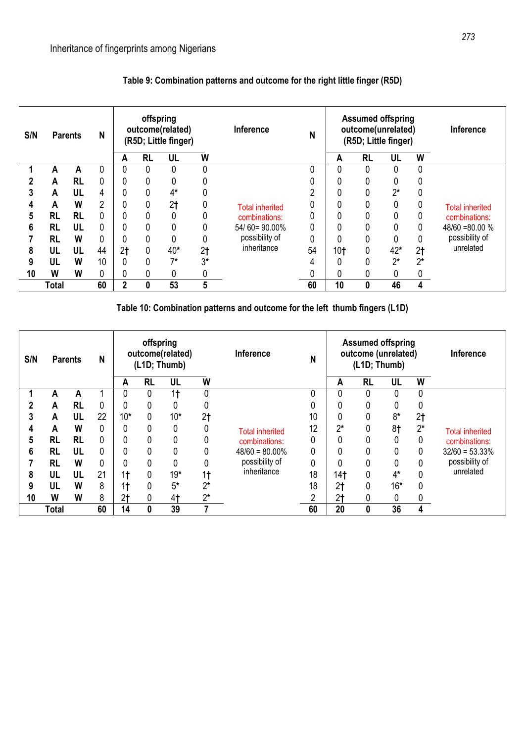**Table 9: Combination patterns and outcome for the right little finger (R5D)**

| S/N | Parents | | N | offspring outcome(related) (R5D; Little finger) | | | | Inference | N | Assumed offspring outcome(unrelated) (R5D; Little finger) | | | | Inference |
|---|---|---|---|---|---|---|---|---|---|---|---|---|---|---|
| | | | | A | RL | UL | W | | | A | RL | UL | W | |
| 1 | A | A | 0 | 0 | 0 | 0 | 0 | Total inherited combinations: 54/ 60= 90.00% possibility of inheritance | 0 | 0 | 0 | 0 | 0 | Total inherited combinations: 48/60 =80.00 % possibility of unrelated |
| 2 | A | RL | 0 | 0 | 0 | 0 | 0 | | 0 | 0 | 0 | 0 | 0 | |
| 3 | A | UL | 4 | 0 | 0 | 4* | 0 | | 2 | 0 | 0 | 2* | 0 | |
| 4 | A | W | 2 | 0 | 0 | 2† | 0 | | 0 | 0 | 0 | 0 | 0 | |
| 5 | RL | RL | 0 | 0 | 0 | 0 | 0 | | 0 | 0 | 0 | 0 | 0 | |
| 6 | RL | UL | 0 | 0 | 0 | 0 | 0 | | 0 | 0 | 0 | 0 | 0 | |
| 7 | RL | W | 0 | 0 | 0 | 0 | 0 | | 0 | 0 | 0 | 0 | 0 | |
| 8 | UL | UL | 44 | 2† | 0 | 40* | 2† | | 54 | 10† | 0 | 42* | 2† | |
| 9 | UL | W | 10 | 0 | 0 | 7* | 3* | | 4 | 0 | 0 | 2* | 2* | |
| 10 | W | W | 0 | 0 | 0 | 0 | 0 | | 0 | 0 | 0 | 0 | 0 | |
| | Total | | 60 | 2 | 0 | 53 | 5 | | 60 | 10 | 0 | 46 | 4 | |

**Table 10: Combination patterns and outcome for the left thumb fingers (L1D)**

| S/N | Parents | | N | offspring outcome(related) (L1D; Thumb) | | | | Inference | N | Assumed offspring outcome (unrelated) (L1D; Thumb) | | | | Inference |
|---|---|---|---|---|---|---|---|---|---|---|---|---|---|---|
| | | | | A | RL | UL | W | | | A | RL | UL | W | |
| 1 | A | A | 1 | 0 | 0 | 1† | 0 | Total inherited combinations: 48/60 = 80.00% possibility of inheritance | 0 | 0 | 0 | 0 | 0 | Total inherited combinations: 32/60 = 53.33% possibility of unrelated |
| 2 | A | RL | 0 | 0 | 0 | 0 | 0 | | 0 | 0 | 0 | 0 | 0 | |
| 3 | A | UL | 22 | 10* | 0 | 10* | 2† | | 10 | 0 | 0 | 8* | 2† | |
| 4 | A | W | 0 | 0 | 0 | 0 | 0 | | 12 | 2* | 0 | 8† | 2* | |
| 5 | RL | RL | 0 | 0 | 0 | 0 | 0 | | 0 | 0 | 0 | 0 | 0 | |
| 6 | RL | UL | 0 | 0 | 0 | 0 | 0 | | 0 | 0 | 0 | 0 | 0 | |
| 7 | RL | W | 0 | 0 | 0 | 0 | 0 | | 0 | 0 | 0 | 0 | 0 | |
| 8 | UL | UL | 21 | 1† | 0 | 19* | 1† | | 18 | 14† | 0 | 4* | 0 | |
| 9 | UL | W | 8 | 1† | 0 | 5* | 2* | | 18 | 2† | 0 | 16* | 0 | |
| 10 | W | W | 8 | 2† | 0 | 4† | 2* | | 2 | 2† | 0 | 0 | 0 | |
| | Total | | 60 | 14 | 0 | 39 | 7 | | 60 | 20 | 0 | 36 | 4 | |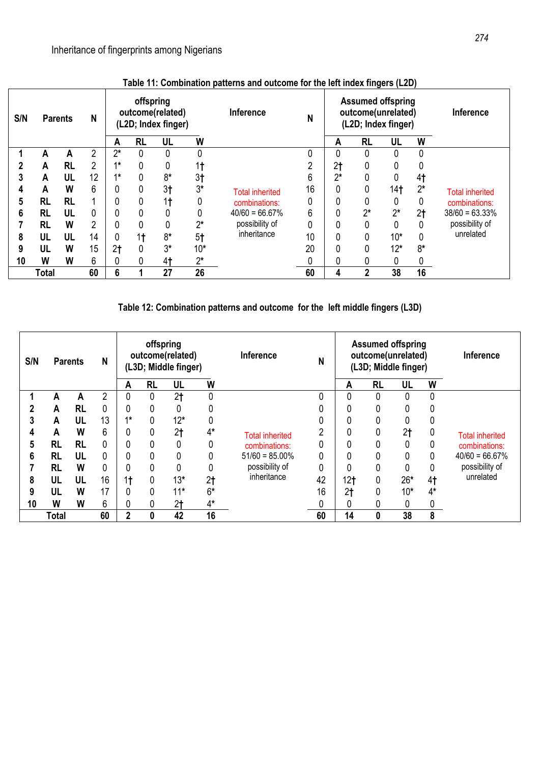**Table 11: Combination patterns and outcome for the left index fingers (L2D)**

| S/N | Parents | | N | offspring outcome(related) (L2D; Index finger) | | | | Inference | N | Assumed offspring outcome(unrelated) (L2D; Index finger) | | | | Inference |
|---|---|---|---|---|---|---|---|---|---|---|---|---|---|---|
| | | | | A | RL | UL | W | | | A | RL | UL | W | |
| 1 | A | A | 2 | 2* | 0 | 0 | 0 | Total inherited combinations: 40/60 = 66.67% possibility of inheritance | 0 | 0 | 0 | 0 | 0 | Total inherited combinations: 38/60 = 63.33% possibility of unrelated |
| 2 | A | RL | 2 | 1* | 0 | 0 | 1† | | 2 | 2† | 0 | 0 | 0 | |
| 3 | A | UL | 12 | 1* | 0 | 8* | 3† | | 6 | 2* | 0 | 0 | 4† | |
| 4 | A | W | 6 | 0 | 0 | 3† | 3* | | 16 | 0 | 0 | 14† | 2* | |
| 5 | RL | RL | 1 | 0 | 0 | 1† | 0 | | 0 | 0 | 0 | 0 | 0 | |
| 6 | RL | UL | 0 | 0 | 0 | 0 | 0 | | 6 | 0 | 2* | 2* | 2† | |
| 7 | RL | W | 2 | 0 | 0 | 0 | 2* | | 0 | 0 | 0 | 0 | 0 | |
| 8 | UL | UL | 14 | 0 | 1† | 8* | 5† | | 10 | 0 | 0 | 10* | 0 | |
| 9 | UL | W | 15 | 2† | 0 | 3* | 10* | | 20 | 0 | 0 | 12* | 8* | |
| 10 | W | W | 6 | 0 | 0 | 4† | 2* | | 0 | 0 | 0 | 0 | 0 | |
| Total | | | 60 | 6 | 1 | 27 | 26 | | 60 | 4 | 2 | 38 | 16 | |

**Table 12: Combination patterns and outcome for the left middle fingers (L3D)**

| S/N | Parents | | N | offspring outcome(related) (L3D; Middle finger) | | | | Inference | N | Assumed offspring outcome(unrelated) (L3D; Middle finger) | | | | Inference |
|---|---|---|---|---|---|---|---|---|---|---|---|---|---|---|
| | | | | A | RL | UL | W | | | A | RL | UL | W | |
| 1 | A | A | 2 | 0 | 0 | 2† | 0 | Total inherited combinations: 51/60 = 85.00% possibility of inheritance | 0 | 0 | 0 | 0 | 0 | Total inherited combinations: 40/60 = 66.67% possibility of unrelated |
| 2 | A | RL | 0 | 0 | 0 | 0 | 0 | | 0 | 0 | 0 | 0 | 0 | |
| 3 | A | UL | 13 | 1* | 0 | 12* | 0 | | 0 | 0 | 0 | 0 | 0 | |
| 4 | A | W | 6 | 0 | 0 | 2† | 4* | | 2 | 0 | 0 | 2† | 0 | |
| 5 | RL | RL | 0 | 0 | 0 | 0 | 0 | | 0 | 0 | 0 | 0 | 0 | |
| 6 | RL | UL | 0 | 0 | 0 | 0 | 0 | | 0 | 0 | 0 | 0 | 0 | |
| 7 | RL | W | 0 | 0 | 0 | 0 | 0 | | 0 | 0 | 0 | 0 | 0 | |
| 8 | UL | UL | 16 | 1† | 0 | 13* | 2† | | 42 | 12† | 0 | 26* | 4† | |
| 9 | UL | W | 17 | 0 | 0 | 11* | 6* | | 16 | 2† | 0 | 10* | 4* | |
| 10 | W | W | 6 | 0 | 0 | 2† | 4* | | 0 | 0 | 0 | 0 | 0 | |
| Total | | | 60 | 2 | 0 | 42 | 16 | | 60 | 14 | 0 | 38 | 8 | |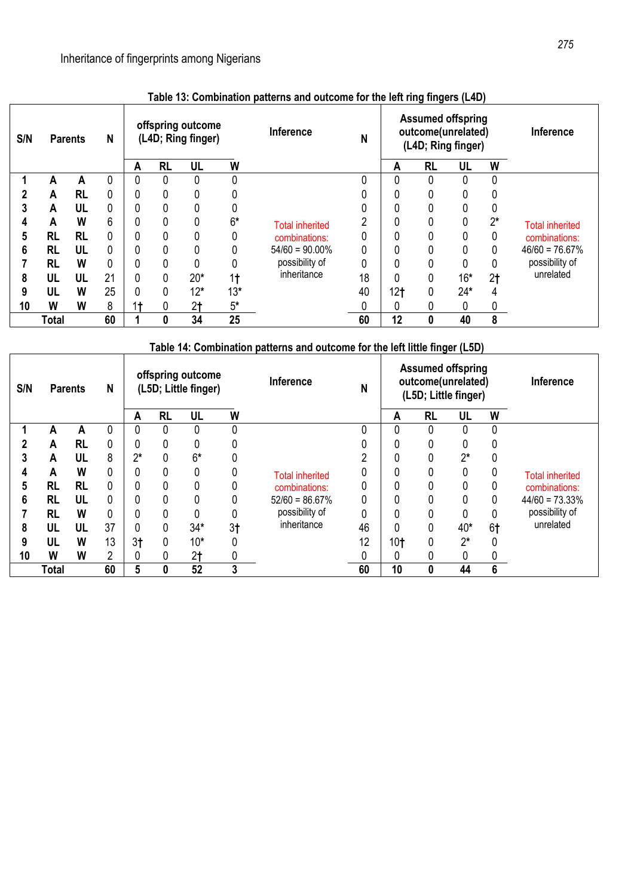**Table 13: Combination patterns and outcome for the left ring fingers (L4D)**

| S/N | Parents | | N | offspring outcome (L4D; Ring finger) | | | | Inference | N | Assumed offspring outcome(unrelated) (L4D; Ring finger) | | | | Inference |
|---|---|---|---|---|---|---|---|---|---|---|---|---|---|---|
| | | | | A | RL | UL | W | | | A | RL | UL | W | |
| 1 | A | A | 0 | 0 | 0 | 0 | 0 | Total inherited combinations: 54/60 = 90.00% possibility of inheritance | 0 | 0 | 0 | 0 | 0 | Total inherited combinations: 46/60 = 76.67% possibility of unrelated |
| 2 | A | RL | 0 | 0 | 0 | 0 | 0 | | 0 | 0 | 0 | 0 | 0 | |
| 3 | A | UL | 0 | 0 | 0 | 0 | 0 | | 0 | 0 | 0 | 0 | 0 | |
| 4 | A | W | 6 | 0 | 0 | 0 | 6* | | 2 | 0 | 0 | 0 | 2* | |
| 5 | RL | RL | 0 | 0 | 0 | 0 | 0 | | 0 | 0 | 0 | 0 | 0 | |
| 6 | RL | UL | 0 | 0 | 0 | 0 | 0 | | 0 | 0 | 0 | 0 | 0 | |
| 7 | RL | W | 0 | 0 | 0 | 0 | 0 | | 0 | 0 | 0 | 0 | 0 | |
| 8 | UL | UL | 21 | 0 | 0 | 20* | 1† | | 18 | 0 | 0 | 16* | 2† | |
| 9 | UL | W | 25 | 0 | 0 | 12* | 13* | | 40 | 12† | 0 | 24* | 4 | |
| 10 | W | W | 8 | 1† | 0 | 2† | 5* | | 0 | 0 | 0 | 0 | 0 | |
| | Total | | 60 | 1 | 0 | 34 | 25 | | 60 | 12 | 0 | 40 | 8 | |

**Table 14: Combination patterns and outcome for the left little finger (L5D)**

| S/N | Parents | | N | offspring outcome (L5D; Little finger) | | | | Inference | N | Assumed offspring outcome(unrelated) (L5D; Little finger) | | | | Inference |
|---|---|---|---|---|---|---|---|---|---|---|---|---|---|---|
| | | | | A | RL | UL | W | | | A | RL | UL | W | |
| 1 | A | A | 0 | 0 | 0 | 0 | 0 | Total inherited combinations: 52/60 = 86.67% possibility of inheritance | 0 | 0 | 0 | 0 | 0 | Total inherited combinations: 44/60 = 73.33% possibility of unrelated |
| 2 | A | RL | 0 | 0 | 0 | 0 | 0 | | 0 | 0 | 0 | 0 | 0 | |
| 3 | A | UL | 8 | 2* | 0 | 6* | 0 | | 2 | 0 | 0 | 2* | 0 | |
| 4 | A | W | 0 | 0 | 0 | 0 | 0 | | 0 | 0 | 0 | 0 | 0 | |
| 5 | RL | RL | 0 | 0 | 0 | 0 | 0 | | 0 | 0 | 0 | 0 | 0 | |
| 6 | RL | UL | 0 | 0 | 0 | 0 | 0 | | 0 | 0 | 0 | 0 | 0 | |
| 7 | RL | W | 0 | 0 | 0 | 0 | 0 | | 0 | 0 | 0 | 0 | 0 | |
| 8 | UL | UL | 37 | 0 | 0 | 34* | 3† | | 46 | 0 | 0 | 40* | 6† | |
| 9 | UL | W | 13 | 3† | 0 | 10* | 0 | | 12 | 10† | 0 | 2* | 0 | |
| 10 | W | W | 2 | 0 | 0 | 2† | 0 | | 0 | 0 | 0 | 0 | 0 | |
| | Total | | 60 | 5 | 0 | 52 | 3 | | 60 | 10 | 0 | 44 | 6 | |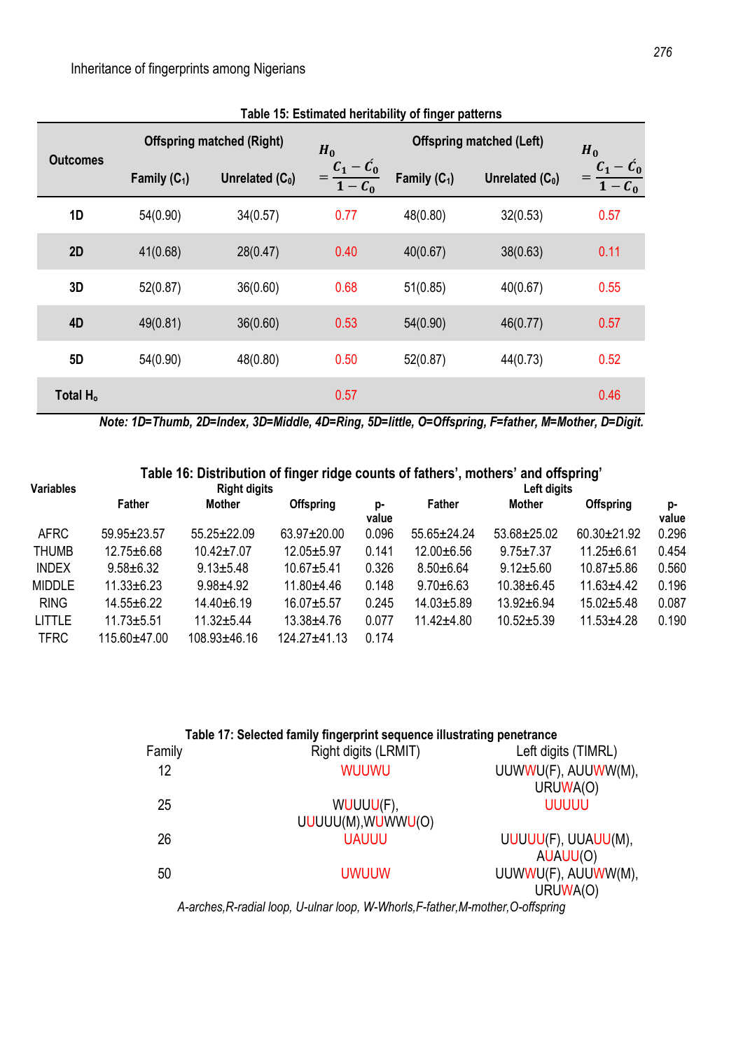**Table 15: Estimated heritability of finger patterns**

| Outcomes | Offspring matched (Right) | | $H_0 = \frac{C_1 - \acute{C}_0}{1 - C_0}$ | Offspring matched (Left) | | $H_0 = \frac{C_1 - \acute{C}_0}{1 - C_0}$ |
|---|---|---|---|---|---|---|
| | Family ($C_1$) | Unrelated ($C_0$) | | Family ($C_1$) | Unrelated ($C_0$) | |
| 1D | 54(0.90) | 34(0.57) | 0.77 | 48(0.80) | 32(0.53) | 0.57 |
| 2D | 41(0.68) | 28(0.47) | 0.40 | 40(0.67) | 38(0.63) | 0.11 |
| 3D | 52(0.87) | 36(0.60) | 0.68 | 51(0.85) | 40(0.67) | 0.55 |
| 4D | 49(0.81) | 36(0.60) | 0.53 | 54(0.90) | 46(0.77) | 0.57 |
| 5D | 54(0.90) | 48(0.80) | 0.50 | 52(0.87) | 44(0.73) | 0.52 |
| Total $H_o$ | | | 0.57 | | | 0.46 |

*Note: 1D=Thumb, 2D=Index, 3D=Middle, 4D=Ring, 5D=little, O=Offspring, F=father, M=Mother, D=Digit.*

**Table 16: Distribution of finger ridge counts of fathers', mothers' and offspring'**

| Variables | Right digits | | | | Left digits | | | |
|---|---|---|---|---|---|---|---|---|
| | Father | Mother | Offspring | p-value | Father | Mother | Offspring | p-value |
| AFRC | 59.95±23.57 | 55.25±22.09 | 63.97±20.00 | 0.096 | 55.65±24.24 | 53.68±25.02 | 60.30±21.92 | 0.296 |
| THUMB | 12.75±6.68 | 10.42±7.07 | 12.05±5.97 | 0.141 | 12.00±6.56 | 9.75±7.37 | 11.25±6.61 | 0.454 |
| INDEX | 9.58±6.32 | 9.13±5.48 | 10.67±5.41 | 0.326 | 8.50±6.64 | 9.12±5.60 | 10.87±5.86 | 0.560 |
| MIDDLE | 11.33±6.23 | 9.98±4.92 | 11.80±4.46 | 0.148 | 9.70±6.63 | 10.38±6.45 | 11.63±4.42 | 0.196 |
| RING | 14.55±6.22 | 14.40±6.19 | 16.07±5.57 | 0.245 | 14.03±5.89 | 13.92±6.94 | 15.02±5.48 | 0.087 |
| LITTLE | 11.73±5.51 | 11.32±5.44 | 13.38±4.76 | 0.077 | 11.42±4.80 | 10.52±5.39 | 11.53±4.28 | 0.190 |
| TFRC | 115.60±47.00 | 108.93±46.16 | 124.27±41.13 | 0.174 | | | | |

**Table 17: Selected family fingerprint sequence illustrating penetrance**

| Family | Right digits (LRMIT) | Left digits (TIMRL) |
|---|---|---|
| 12 | WUUWU | UUWWU(F), AUUWW(M), URUWA(O) |
| 25 | WUUUU(F), UUUUU(M),WUWWU(O) | UUUUU |
| 26 | UAUUU | UUUUU(F), UUAUU(M), AUAUU(O) |
| 50 | UWUUW | UUWWU(F), AUUWW(M), URUWA(O) |

*A-arches,R-radial loop, U-ulnar loop, W-Whorls,F-father,M-mother,O-offspring*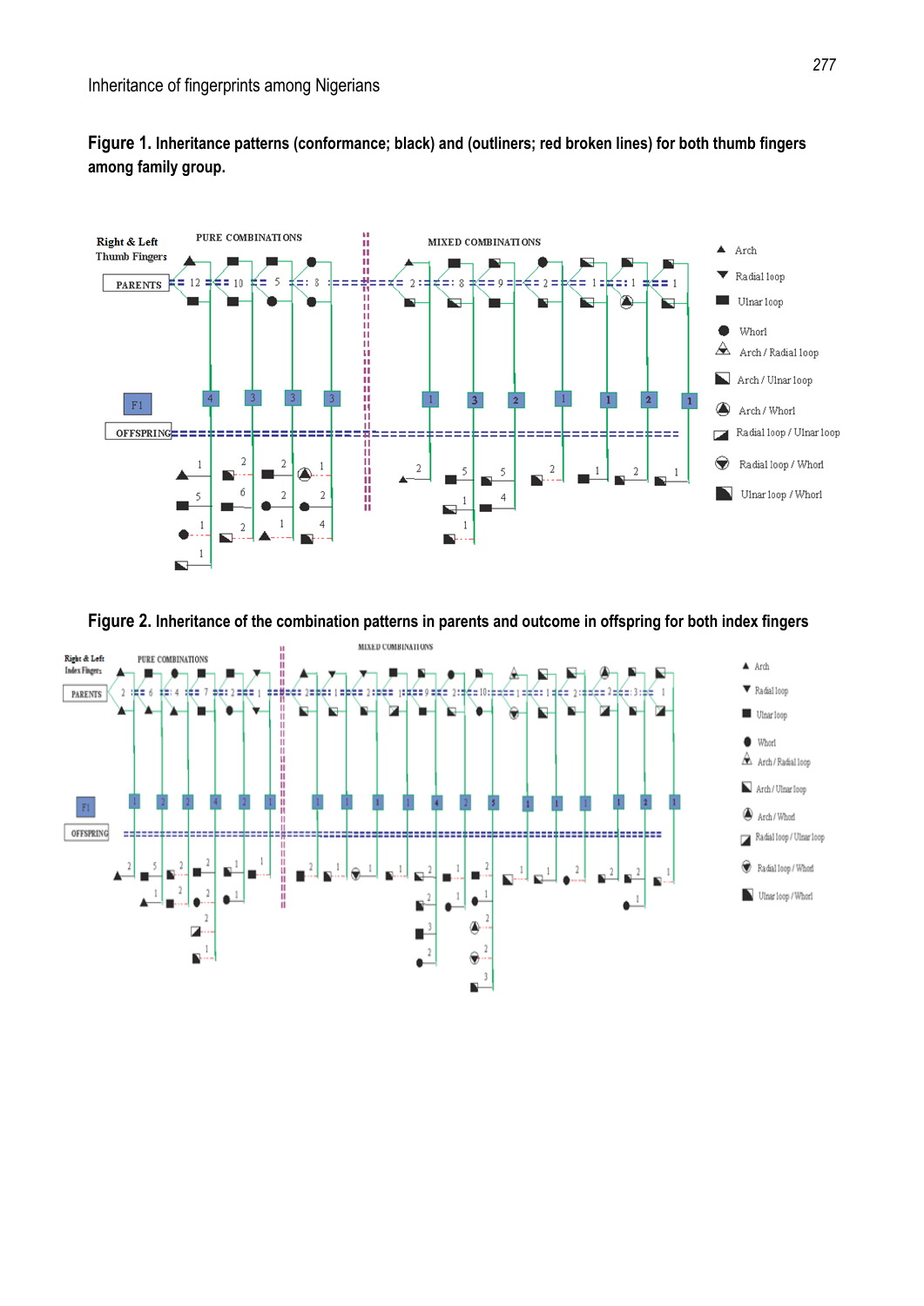**Figure 1.** Inheritance patterns (conformance; black) and (outliners; red broken lines) for both thumb fingers among family group.

**Figure 2.** Inheritance of the combination patterns in parents and outcome in offspring for both index fingers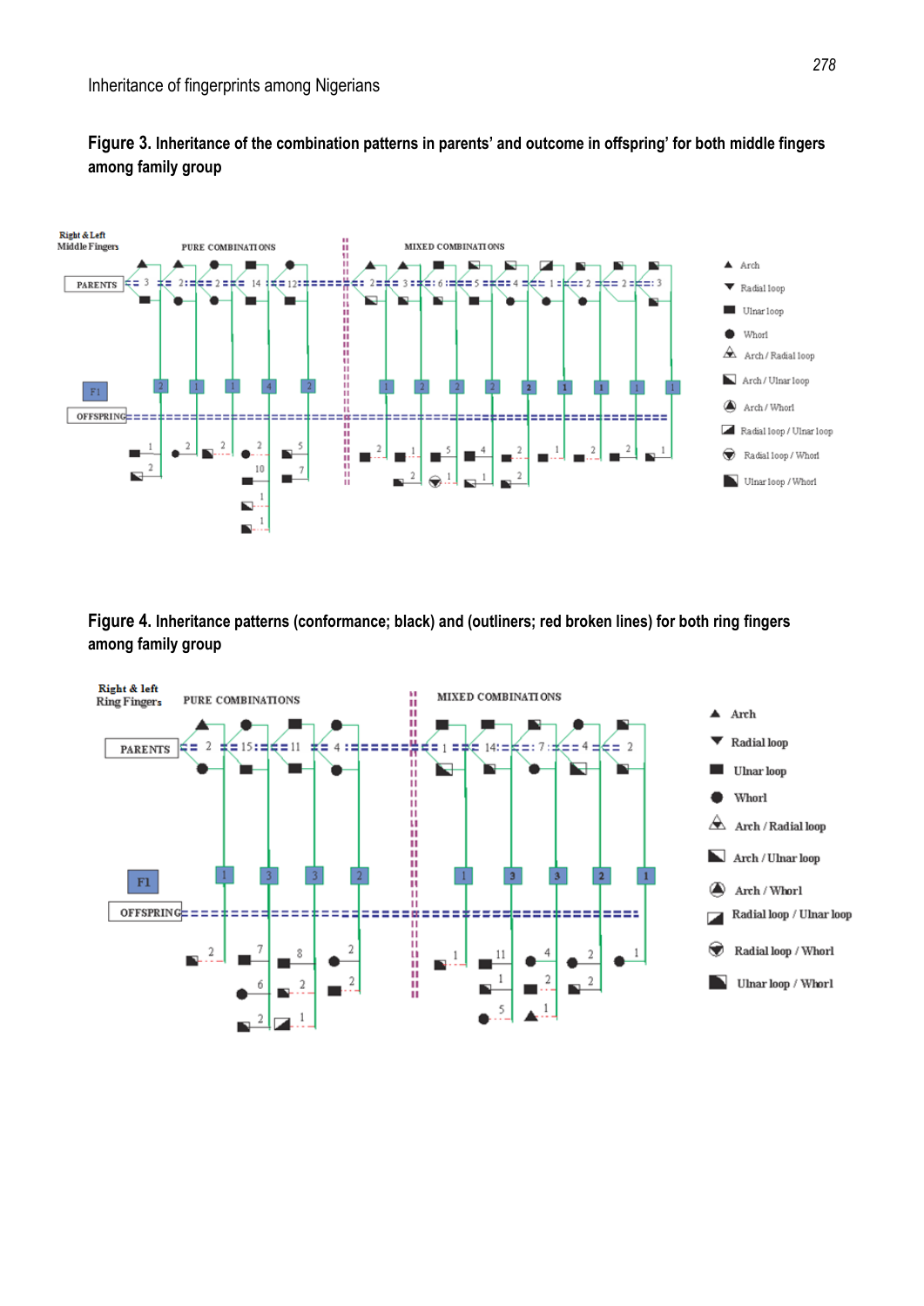**Figure 3.** Inheritance of the combination patterns in parents' and outcome in offspring' for both middle fingers among family group

**Figure 4.** Inheritance patterns (conformance; black) and (outliners; red broken lines) for both ring fingers among family group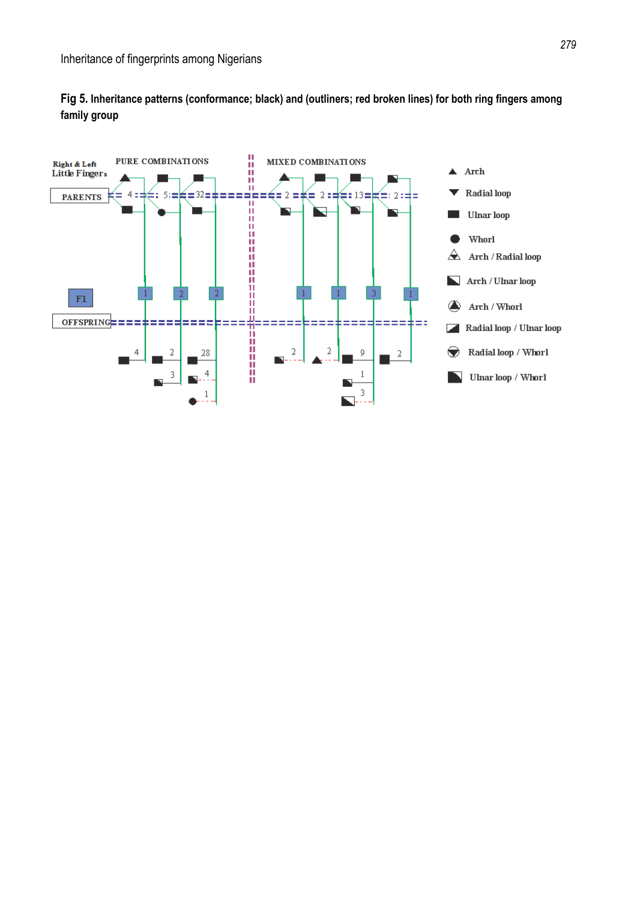**Fig 5. Inheritance patterns (conformance; black) and (outliners; red broken lines) for both ring fingers among family group**

Right & Left Little Fingers

PURE COMBINATIONS

MIXED COMBINATIONS

PARENTS

4 5 32 2 2 13 2

F1

1 2 2 1 1 3 1

OFFSPRING

4 2 28 2 2 9 2

3 4 1

1 3

Arch

Radial loop

Ulnar loop

Whorl

Arch / Radial loop

Arch / Ulnar loop

Arch / Whorl

Radial loop / Ulnar loop

Radial loop / Whorl

Ulnar loop / Whorl